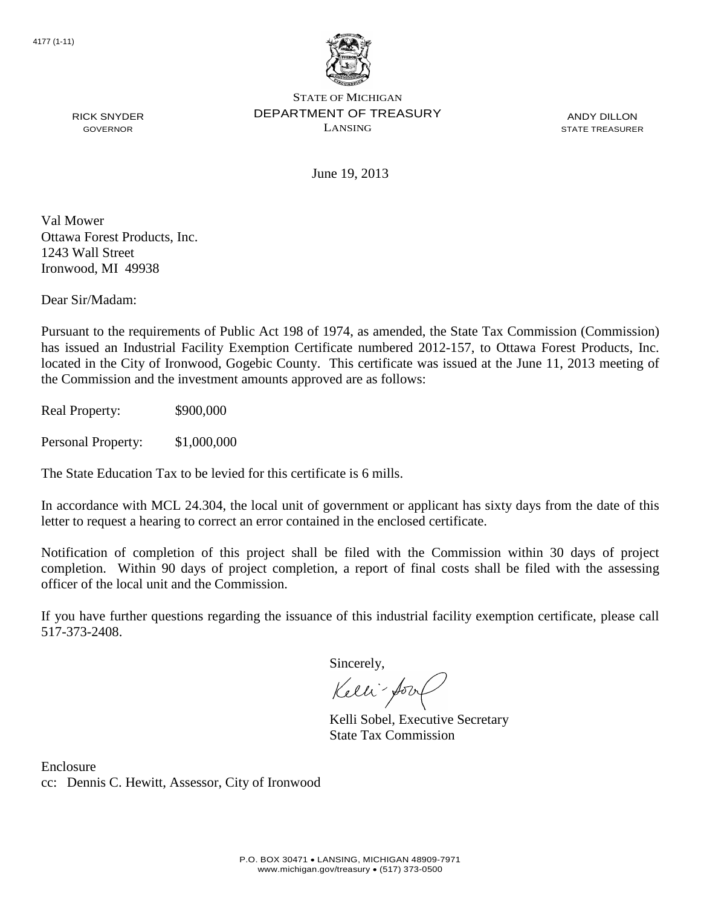4177 (1-11)

STATE OF MICHIGAN
DEPARTMENT OF TREASURY
LANSING

RICK SNYDER
GOVERNOR

ANDY DILLON
STATE TREASURER

June 19, 2013

Val Mower
Ottawa Forest Products, Inc.
1243 Wall Street
Ironwood, MI 49938

Dear Sir/Madam:

Pursuant to the requirements of Public Act 198 of 1974, as amended, the State Tax Commission (Commission) has issued an Industrial Facility Exemption Certificate numbered 2012-157, to Ottawa Forest Products, Inc. located in the City of Ironwood, Gogebic County. This certificate was issued at the June 11, 2013 meeting of the Commission and the investment amounts approved are as follows:

Real Property: $900,000

Personal Property: $1,000,000

The State Education Tax to be levied for this certificate is 6 mills.

In accordance with MCL 24.304, the local unit of government or applicant has sixty days from the date of this letter to request a hearing to correct an error contained in the enclosed certificate.

Notification of completion of this project shall be filed with the Commission within 30 days of project completion. Within 90 days of project completion, a report of final costs shall be filed with the assessing officer of the local unit and the Commission.

If you have further questions regarding the issuance of this industrial facility exemption certificate, please call 517-373-2408.

Sincerely,

Kelli Sobel, Executive Secretary
State Tax Commission

Enclosure
cc: Dennis C. Hewitt, Assessor, City of Ironwood

P.O. BOX 30471 • LANSING, MICHIGAN 48909-7971
www.michigan.gov/treasury • (517) 373-0500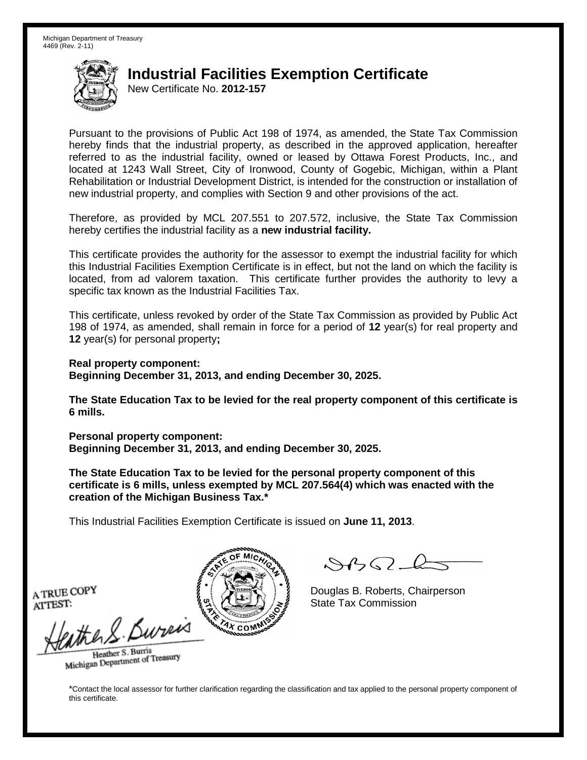Michigan Department of Treasury
4469 (Rev. 2-11)

# Industrial Facilities Exemption Certificate

New Certificate No. **2012-157**

Pursuant to the provisions of Public Act 198 of 1974, as amended, the State Tax Commission hereby finds that the industrial property, as described in the approved application, hereafter referred to as the industrial facility, owned or leased by Ottawa Forest Products, Inc., and located at 1243 Wall Street, City of Ironwood, County of Gogebic, Michigan, within a Plant Rehabilitation or Industrial Development District, is intended for the construction or installation of new industrial property, and complies with Section 9 and other provisions of the act.

Therefore, as provided by MCL 207.551 to 207.572, inclusive, the State Tax Commission hereby certifies the industrial facility as a **new industrial facility.**

This certificate provides the authority for the assessor to exempt the industrial facility for which this Industrial Facilities Exemption Certificate is in effect, but not the land on which the facility is located, from ad valorem taxation. This certificate further provides the authority to levy a specific tax known as the Industrial Facilities Tax.

This certificate, unless revoked by order of the State Tax Commission as provided by Public Act 198 of 1974, as amended, shall remain in force for a period of **12** year(s) for real property and **12** year(s) for personal property**;**

**Real property component:**
**Beginning December 31, 2013, and ending December 30, 2025.**

**The State Education Tax to be levied for the real property component of this certificate is 6 mills.**

**Personal property component:**
**Beginning December 31, 2013, and ending December 30, 2025.**

**The State Education Tax to be levied for the personal property component of this certificate is 6 mills, unless exempted by MCL 207.564(4) which was enacted with the creation of the Michigan Business Tax.***

This Industrial Facilities Exemption Certificate is issued on **June 11, 2013**.

A TRUE COPY
ATTEST:

Heather S. Burris
Michigan Department of Treasury

Douglas B. Roberts, Chairperson
State Tax Commission

*Contact the local assessor for further clarification regarding the classification and tax applied to the personal property component of this certificate.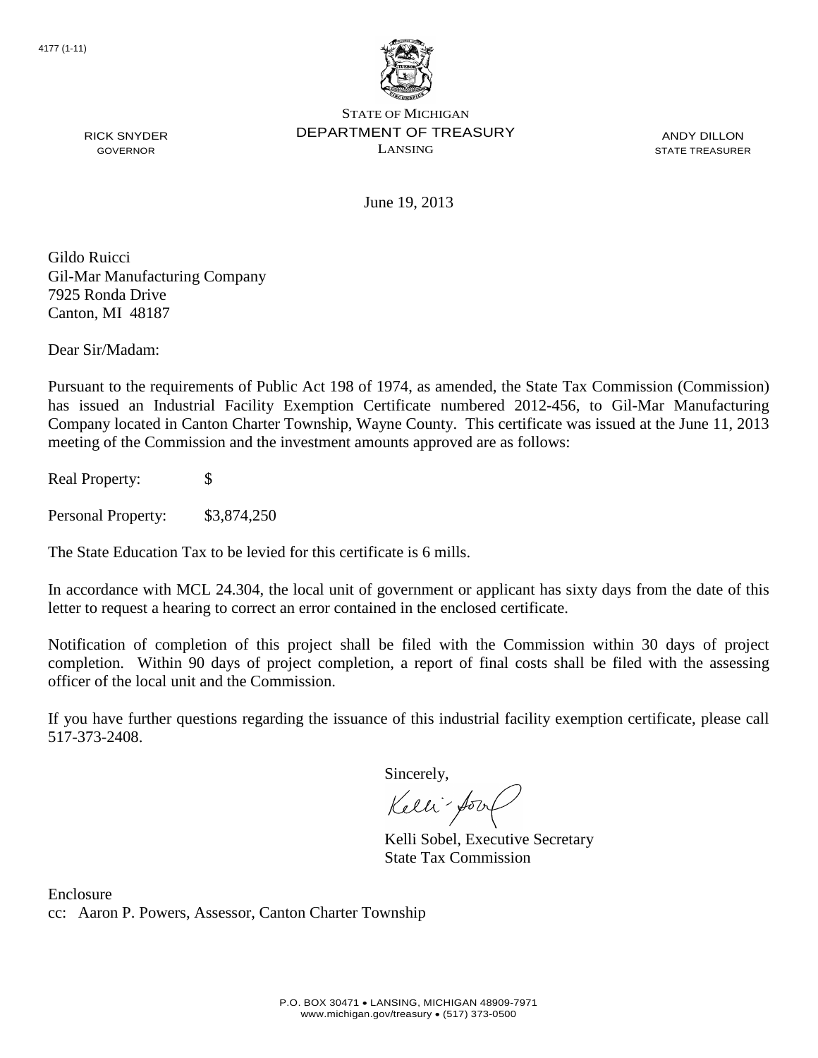4177 (1-11)

STATE OF MICHIGAN
DEPARTMENT OF TREASURY
LANSING

RICK SNYDER
GOVERNOR

ANDY DILLON
STATE TREASURER

June 19, 2013

Gildo Ruicci
Gil-Mar Manufacturing Company
7925 Ronda Drive
Canton, MI 48187

Dear Sir/Madam:

Pursuant to the requirements of Public Act 198 of 1974, as amended, the State Tax Commission (Commission) has issued an Industrial Facility Exemption Certificate numbered 2012-456, to Gil-Mar Manufacturing Company located in Canton Charter Township, Wayne County. This certificate was issued at the June 11, 2013 meeting of the Commission and the investment amounts approved are as follows:

Real Property: $

Personal Property: $3,874,250

The State Education Tax to be levied for this certificate is 6 mills.

In accordance with MCL 24.304, the local unit of government or applicant has sixty days from the date of this letter to request a hearing to correct an error contained in the enclosed certificate.

Notification of completion of this project shall be filed with the Commission within 30 days of project completion. Within 90 days of project completion, a report of final costs shall be filed with the assessing officer of the local unit and the Commission.

If you have further questions regarding the issuance of this industrial facility exemption certificate, please call 517-373-2408.

Sincerely,

Kelli Sobel, Executive Secretary
State Tax Commission

Enclosure
cc: Aaron P. Powers, Assessor, Canton Charter Township

P.O. BOX 30471 • LANSING, MICHIGAN 48909-7971
www.michigan.gov/treasury • (517) 373-0500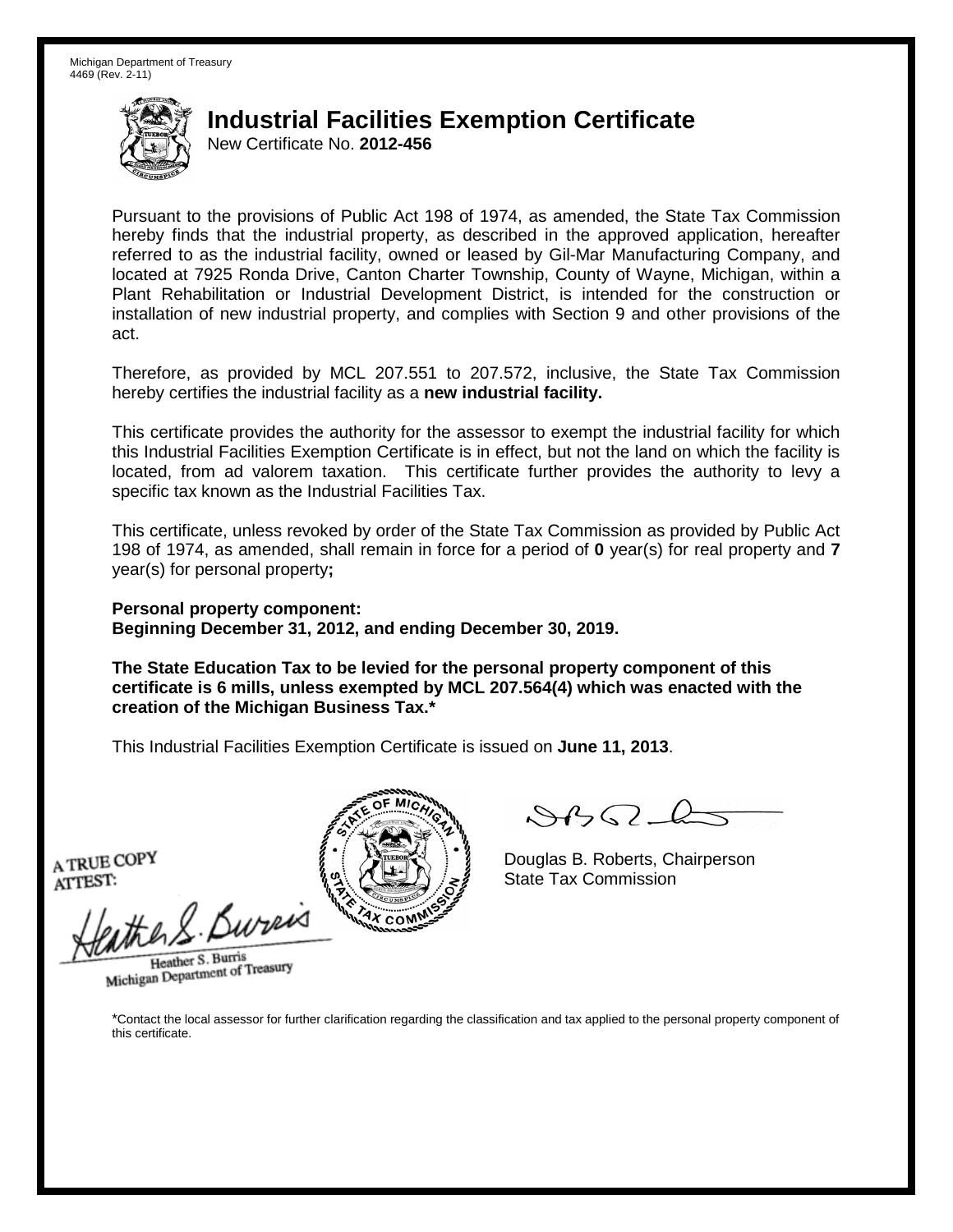Michigan Department of Treasury
4469 (Rev. 2-11)

# Industrial Facilities Exemption Certificate

New Certificate No. **2012-456**

Pursuant to the provisions of Public Act 198 of 1974, as amended, the State Tax Commission hereby finds that the industrial property, as described in the approved application, hereafter referred to as the industrial facility, owned or leased by Gil-Mar Manufacturing Company, and located at 7925 Ronda Drive, Canton Charter Township, County of Wayne, Michigan, within a Plant Rehabilitation or Industrial Development District, is intended for the construction or installation of new industrial property, and complies with Section 9 and other provisions of the act.

Therefore, as provided by MCL 207.551 to 207.572, inclusive, the State Tax Commission hereby certifies the industrial facility as a **new industrial facility.**

This certificate provides the authority for the assessor to exempt the industrial facility for which this Industrial Facilities Exemption Certificate is in effect, but not the land on which the facility is located, from ad valorem taxation. This certificate further provides the authority to levy a specific tax known as the Industrial Facilities Tax.

This certificate, unless revoked by order of the State Tax Commission as provided by Public Act 198 of 1974, as amended, shall remain in force for a period of **0** year(s) for real property and **7** year(s) for personal property**;**

**Personal property component:**
**Beginning December 31, 2012, and ending December 30, 2019.**

**The State Education Tax to be levied for the personal property component of this certificate is 6 mills, unless exempted by MCL 207.564(4) which was enacted with the creation of the Michigan Business Tax.***

This Industrial Facilities Exemption Certificate is issued on **June 11, 2013**.

Douglas B. Roberts, Chairperson
State Tax Commission

A TRUE COPY
ATTEST:

Heather S. Burris
Michigan Department of Treasury

*Contact the local assessor for further clarification regarding the classification and tax applied to the personal property component of this certificate.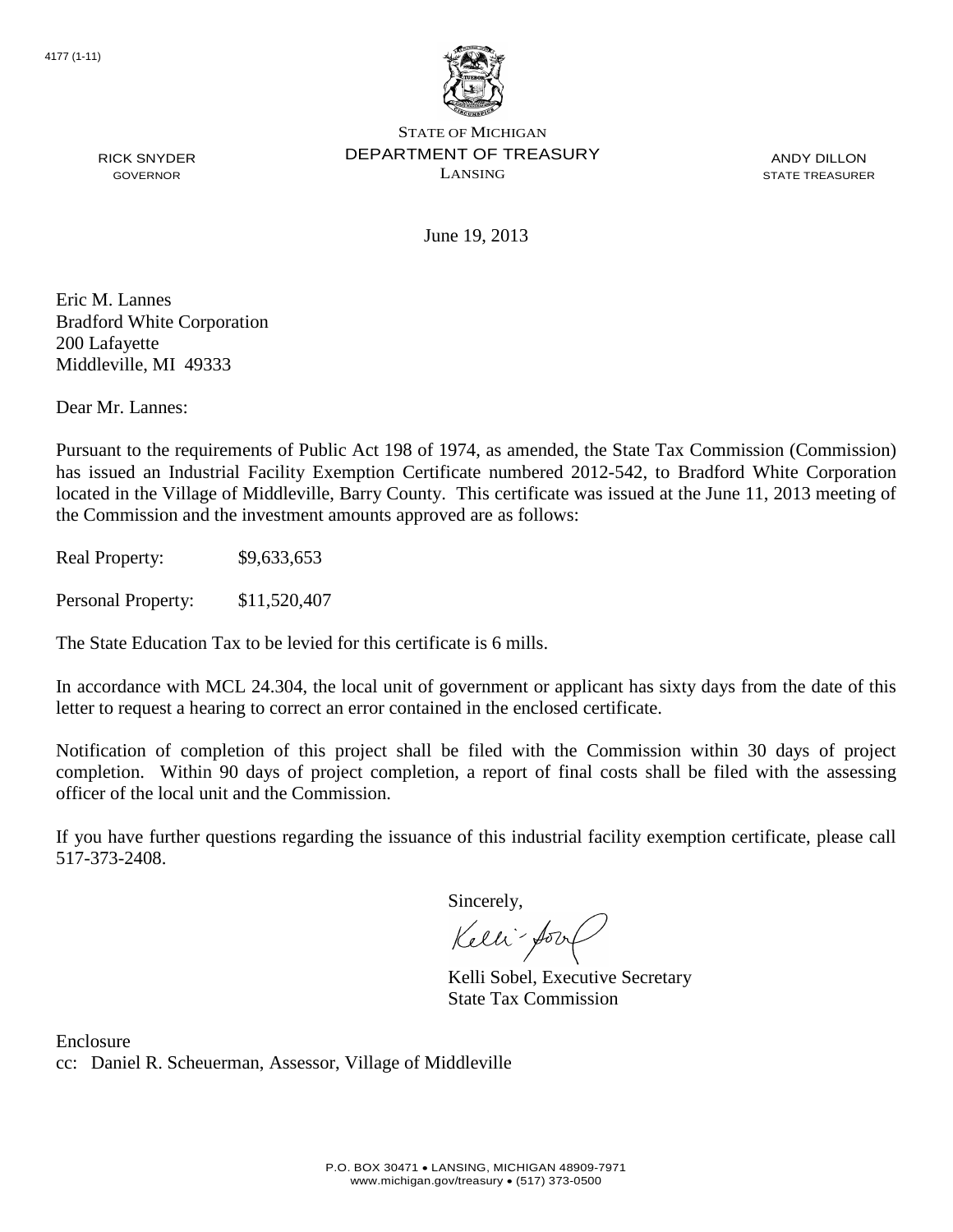4177 (1-11)

STATE OF MICHIGAN
DEPARTMENT OF TREASURY
LANSING

RICK SNYDER
GOVERNOR

ANDY DILLON
STATE TREASURER

June 19, 2013

Eric M. Lannes
Bradford White Corporation
200 Lafayette
Middleville, MI 49333

Dear Mr. Lannes:

Pursuant to the requirements of Public Act 198 of 1974, as amended, the State Tax Commission (Commission) has issued an Industrial Facility Exemption Certificate numbered 2012-542, to Bradford White Corporation located in the Village of Middleville, Barry County. This certificate was issued at the June 11, 2013 meeting of the Commission and the investment amounts approved are as follows:

Real Property: $9,633,653

Personal Property: $11,520,407

The State Education Tax to be levied for this certificate is 6 mills.

In accordance with MCL 24.304, the local unit of government or applicant has sixty days from the date of this letter to request a hearing to correct an error contained in the enclosed certificate.

Notification of completion of this project shall be filed with the Commission within 30 days of project completion. Within 90 days of project completion, a report of final costs shall be filed with the assessing officer of the local unit and the Commission.

If you have further questions regarding the issuance of this industrial facility exemption certificate, please call 517-373-2408.

Sincerely,

Kelli Sobel, Executive Secretary
State Tax Commission

Enclosure
cc: Daniel R. Scheuerman, Assessor, Village of Middleville

P.O. BOX 30471 • LANSING, MICHIGAN 48909-7971
www.michigan.gov/treasury • (517) 373-0500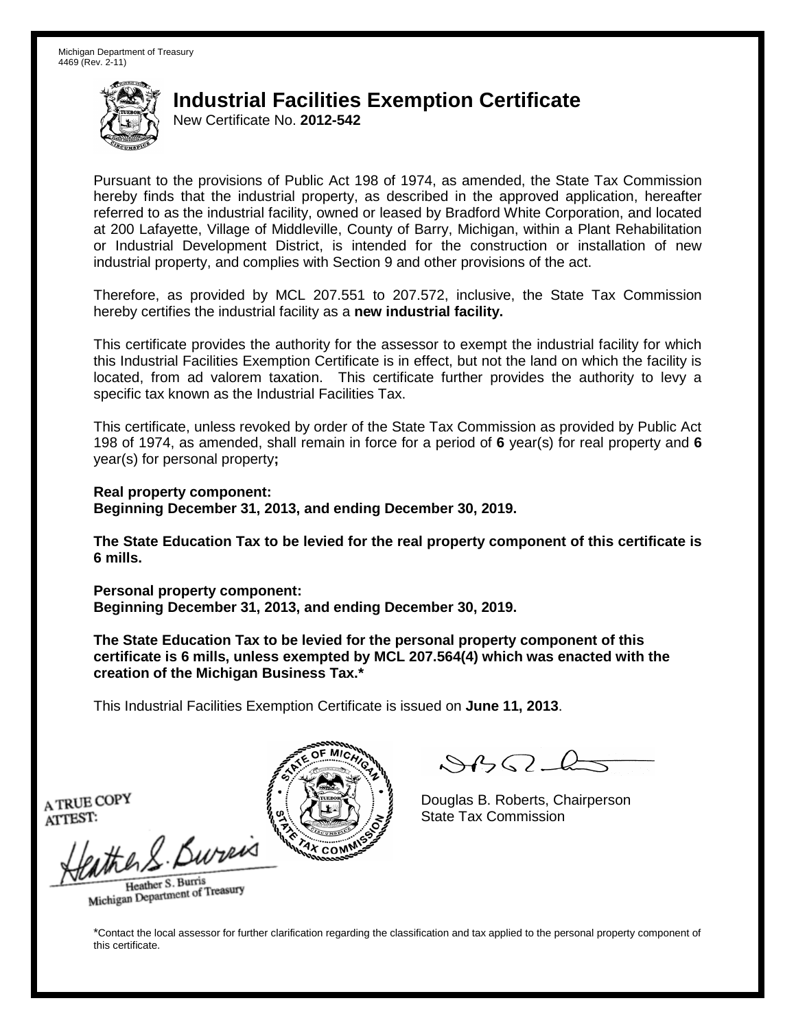Michigan Department of Treasury
4469 (Rev. 2-11)

# Industrial Facilities Exemption Certificate

New Certificate No. **2012-542**

Pursuant to the provisions of Public Act 198 of 1974, as amended, the State Tax Commission hereby finds that the industrial property, as described in the approved application, hereafter referred to as the industrial facility, owned or leased by Bradford White Corporation, and located at 200 Lafayette, Village of Middleville, County of Barry, Michigan, within a Plant Rehabilitation or Industrial Development District, is intended for the construction or installation of new industrial property, and complies with Section 9 and other provisions of the act.

Therefore, as provided by MCL 207.551 to 207.572, inclusive, the State Tax Commission hereby certifies the industrial facility as a **new industrial facility.**

This certificate provides the authority for the assessor to exempt the industrial facility for which this Industrial Facilities Exemption Certificate is in effect, but not the land on which the facility is located, from ad valorem taxation. This certificate further provides the authority to levy a specific tax known as the Industrial Facilities Tax.

This certificate, unless revoked by order of the State Tax Commission as provided by Public Act 198 of 1974, as amended, shall remain in force for a period of **6** year(s) for real property and **6** year(s) for personal property**;**

**Real property component:**
**Beginning December 31, 2013, and ending December 30, 2019.**

**The State Education Tax to be levied for the real property component of this certificate is 6 mills.**

**Personal property component:**
**Beginning December 31, 2013, and ending December 30, 2019.**

**The State Education Tax to be levied for the personal property component of this certificate is 6 mills, unless exempted by MCL 207.564(4) which was enacted with the creation of the Michigan Business Tax.***

This Industrial Facilities Exemption Certificate is issued on **June 11, 2013**.

A TRUE COPY
ATTEST:

Heather S. Burris
Michigan Department of Treasury

Douglas B. Roberts, Chairperson
State Tax Commission

*Contact the local assessor for further clarification regarding the classification and tax applied to the personal property component of this certificate.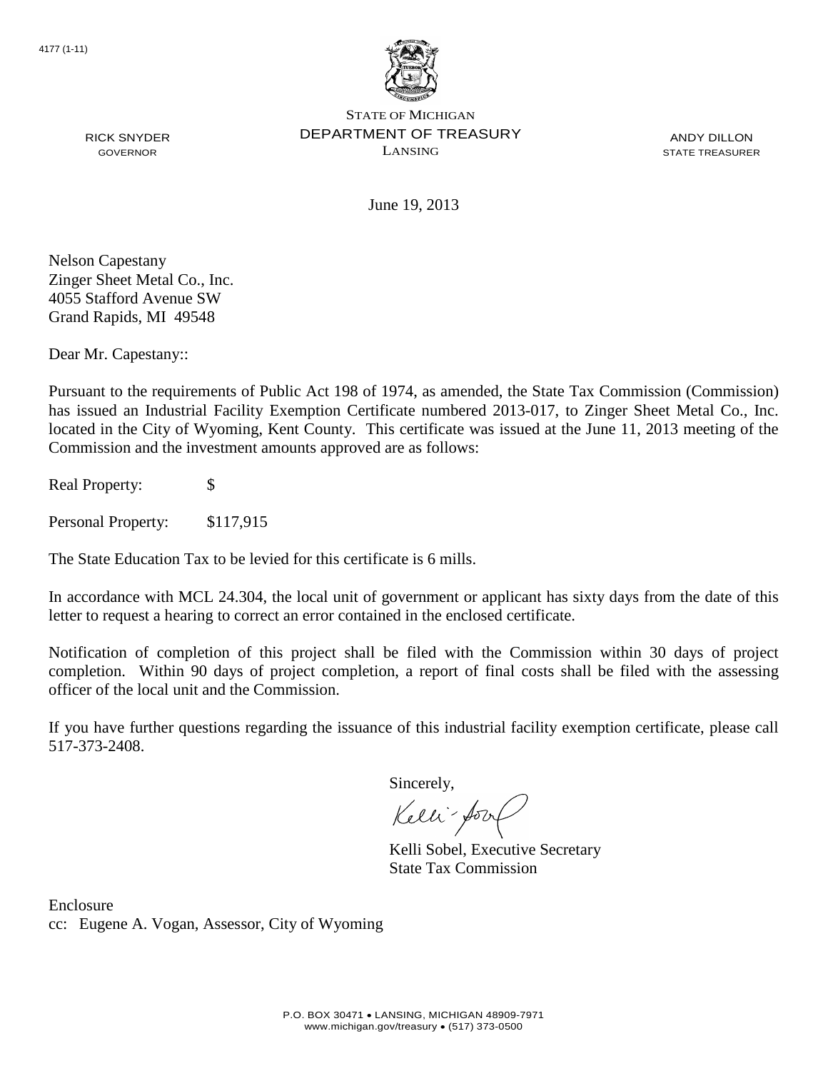4177 (1-11)

STATE OF MICHIGAN
DEPARTMENT OF TREASURY
LANSING

RICK SNYDER
GOVERNOR

ANDY DILLON
STATE TREASURER

June 19, 2013

Nelson Capestany
Zinger Sheet Metal Co., Inc.
4055 Stafford Avenue SW
Grand Rapids, MI 49548

Dear Mr. Capestany::

Pursuant to the requirements of Public Act 198 of 1974, as amended, the State Tax Commission (Commission) has issued an Industrial Facility Exemption Certificate numbered 2013-017, to Zinger Sheet Metal Co., Inc. located in the City of Wyoming, Kent County. This certificate was issued at the June 11, 2013 meeting of the Commission and the investment amounts approved are as follows:

Real Property: $

Personal Property: $117,915

The State Education Tax to be levied for this certificate is 6 mills.

In accordance with MCL 24.304, the local unit of government or applicant has sixty days from the date of this letter to request a hearing to correct an error contained in the enclosed certificate.

Notification of completion of this project shall be filed with the Commission within 30 days of project completion. Within 90 days of project completion, a report of final costs shall be filed with the assessing officer of the local unit and the Commission.

If you have further questions regarding the issuance of this industrial facility exemption certificate, please call 517-373-2408.

Sincerely,

Kelli Sobel, Executive Secretary
State Tax Commission

Enclosure
cc: Eugene A. Vogan, Assessor, City of Wyoming

P.O. BOX 30471 • LANSING, MICHIGAN 48909-7971
www.michigan.gov/treasury • (517) 373-0500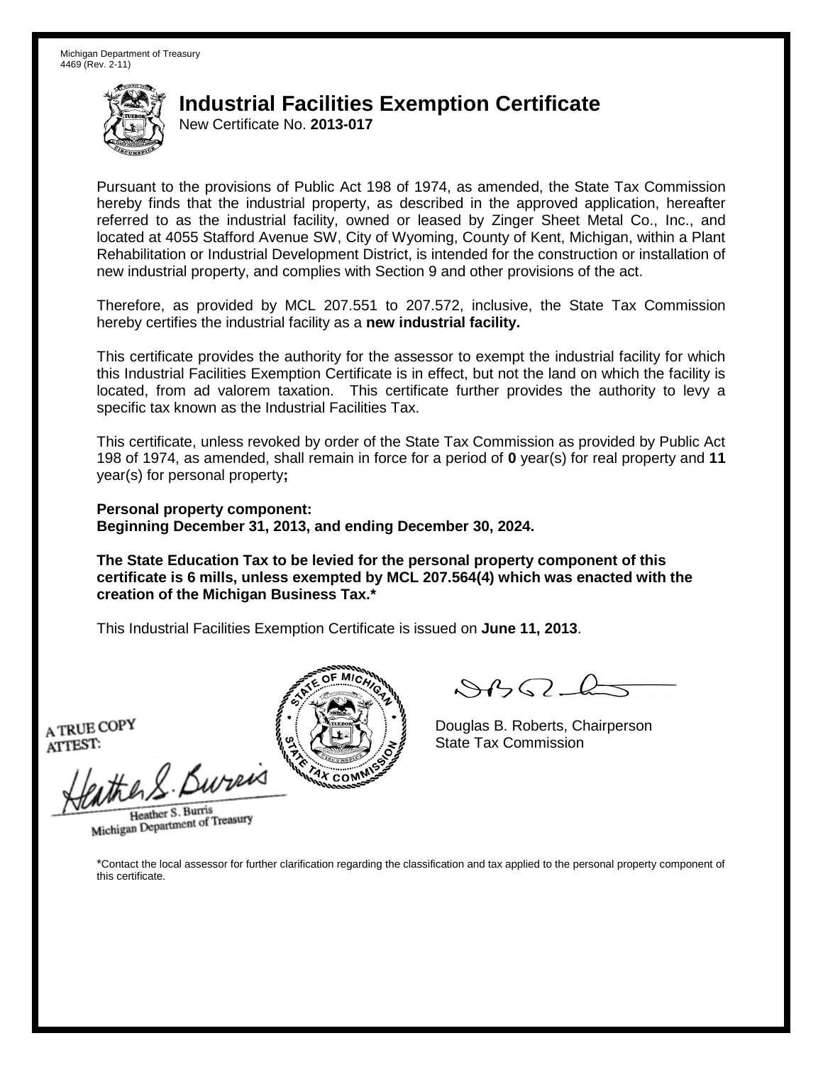Michigan Department of Treasury
4469 (Rev. 2-11)

# Industrial Facilities Exemption Certificate

New Certificate No. **2013-017**

Pursuant to the provisions of Public Act 198 of 1974, as amended, the State Tax Commission hereby finds that the industrial property, as described in the approved application, hereafter referred to as the industrial facility, owned or leased by Zinger Sheet Metal Co., Inc., and located at 4055 Stafford Avenue SW, City of Wyoming, County of Kent, Michigan, within a Plant Rehabilitation or Industrial Development District, is intended for the construction or installation of new industrial property, and complies with Section 9 and other provisions of the act.

Therefore, as provided by MCL 207.551 to 207.572, inclusive, the State Tax Commission hereby certifies the industrial facility as a **new industrial facility.**

This certificate provides the authority for the assessor to exempt the industrial facility for which this Industrial Facilities Exemption Certificate is in effect, but not the land on which the facility is located, from ad valorem taxation. This certificate further provides the authority to levy a specific tax known as the Industrial Facilities Tax.

This certificate, unless revoked by order of the State Tax Commission as provided by Public Act 198 of 1974, as amended, shall remain in force for a period of **0** year(s) for real property and **11** year(s) for personal property**;**

**Personal property component:**
**Beginning December 31, 2013, and ending December 30, 2024.**

**The State Education Tax to be levied for the personal property component of this certificate is 6 mills, unless exempted by MCL 207.564(4) which was enacted with the creation of the Michigan Business Tax.***

This Industrial Facilities Exemption Certificate is issued on **June 11, 2013**.

A TRUE COPY
ATTEST:

Heather S. Burris
Michigan Department of Treasury

Douglas B. Roberts, Chairperson
State Tax Commission

*Contact the local assessor for further clarification regarding the classification and tax applied to the personal property component of this certificate.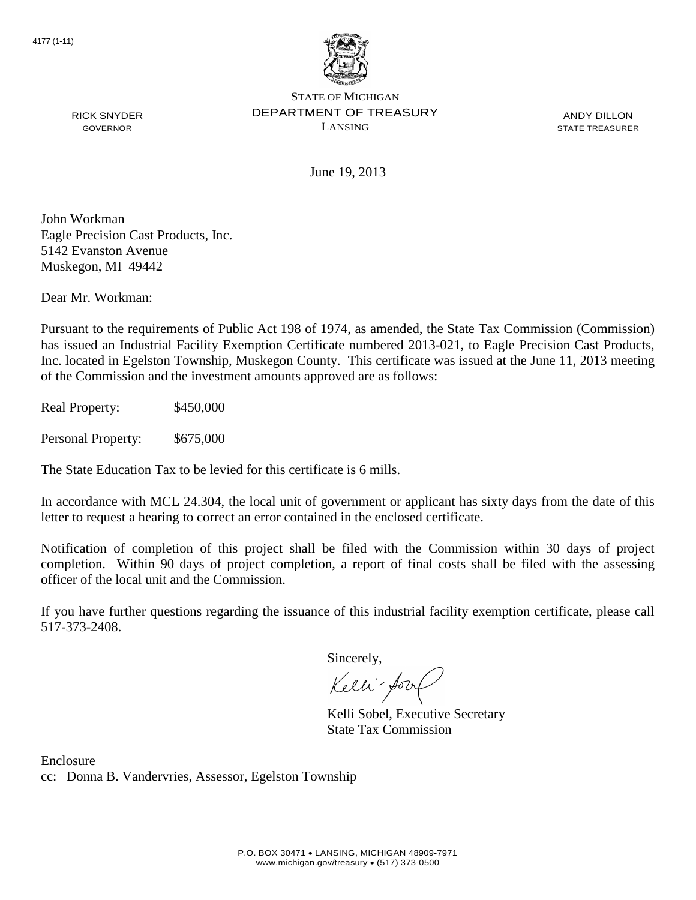4177 (1-11)

STATE OF MICHIGAN
DEPARTMENT OF TREASURY
LANSING

RICK SNYDER
GOVERNOR

ANDY DILLON
STATE TREASURER

June 19, 2013

John Workman
Eagle Precision Cast Products, Inc.
5142 Evanston Avenue
Muskegon, MI 49442

Dear Mr. Workman:

Pursuant to the requirements of Public Act 198 of 1974, as amended, the State Tax Commission (Commission) has issued an Industrial Facility Exemption Certificate numbered 2013-021, to Eagle Precision Cast Products, Inc. located in Egelston Township, Muskegon County. This certificate was issued at the June 11, 2013 meeting of the Commission and the investment amounts approved are as follows:

Real Property: $450,000

Personal Property: $675,000

The State Education Tax to be levied for this certificate is 6 mills.

In accordance with MCL 24.304, the local unit of government or applicant has sixty days from the date of this letter to request a hearing to correct an error contained in the enclosed certificate.

Notification of completion of this project shall be filed with the Commission within 30 days of project completion. Within 90 days of project completion, a report of final costs shall be filed with the assessing officer of the local unit and the Commission.

If you have further questions regarding the issuance of this industrial facility exemption certificate, please call 517-373-2408.

Sincerely,

Kelli Sobel, Executive Secretary
State Tax Commission

Enclosure
cc: Donna B. Vandervries, Assessor, Egelston Township

P.O. BOX 30471 • LANSING, MICHIGAN 48909-7971
www.michigan.gov/treasury • (517) 373-0500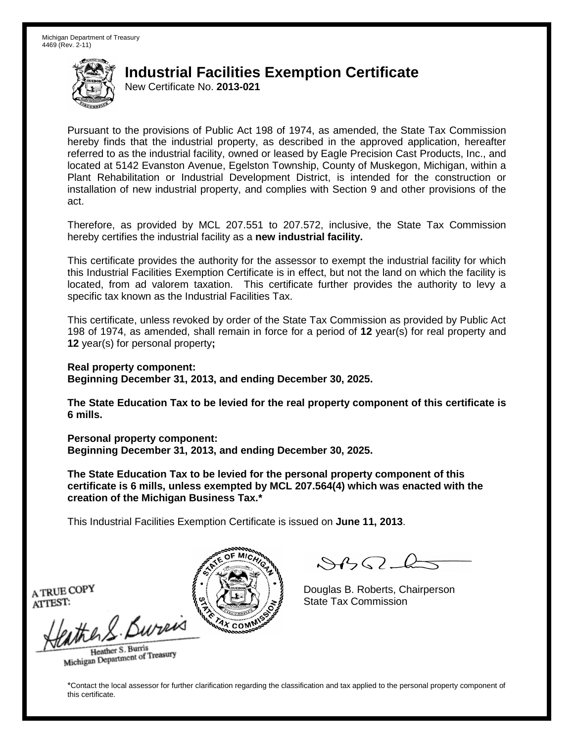Michigan Department of Treasury
4469 (Rev. 2-11)

# Industrial Facilities Exemption Certificate

New Certificate No. **2013-021**

Pursuant to the provisions of Public Act 198 of 1974, as amended, the State Tax Commission hereby finds that the industrial property, as described in the approved application, hereafter referred to as the industrial facility, owned or leased by Eagle Precision Cast Products, Inc., and located at 5142 Evanston Avenue, Egelston Township, County of Muskegon, Michigan, within a Plant Rehabilitation or Industrial Development District, is intended for the construction or installation of new industrial property, and complies with Section 9 and other provisions of the act.

Therefore, as provided by MCL 207.551 to 207.572, inclusive, the State Tax Commission hereby certifies the industrial facility as a **new industrial facility.**

This certificate provides the authority for the assessor to exempt the industrial facility for which this Industrial Facilities Exemption Certificate is in effect, but not the land on which the facility is located, from ad valorem taxation. This certificate further provides the authority to levy a specific tax known as the Industrial Facilities Tax.

This certificate, unless revoked by order of the State Tax Commission as provided by Public Act 198 of 1974, as amended, shall remain in force for a period of **12** year(s) for real property and **12** year(s) for personal property**;**

**Real property component:**
**Beginning December 31, 2013, and ending December 30, 2025.**

**The State Education Tax to be levied for the real property component of this certificate is 6 mills.**

**Personal property component:**
**Beginning December 31, 2013, and ending December 30, 2025.**

**The State Education Tax to be levied for the personal property component of this certificate is 6 mills, unless exempted by MCL 207.564(4) which was enacted with the creation of the Michigan Business Tax.***

This Industrial Facilities Exemption Certificate is issued on **June 11, 2013**.

A TRUE COPY
ATTEST:

Heather S. Burris
Michigan Department of Treasury

Douglas B. Roberts, Chairperson
State Tax Commission

*Contact the local assessor for further clarification regarding the classification and tax applied to the personal property component of this certificate.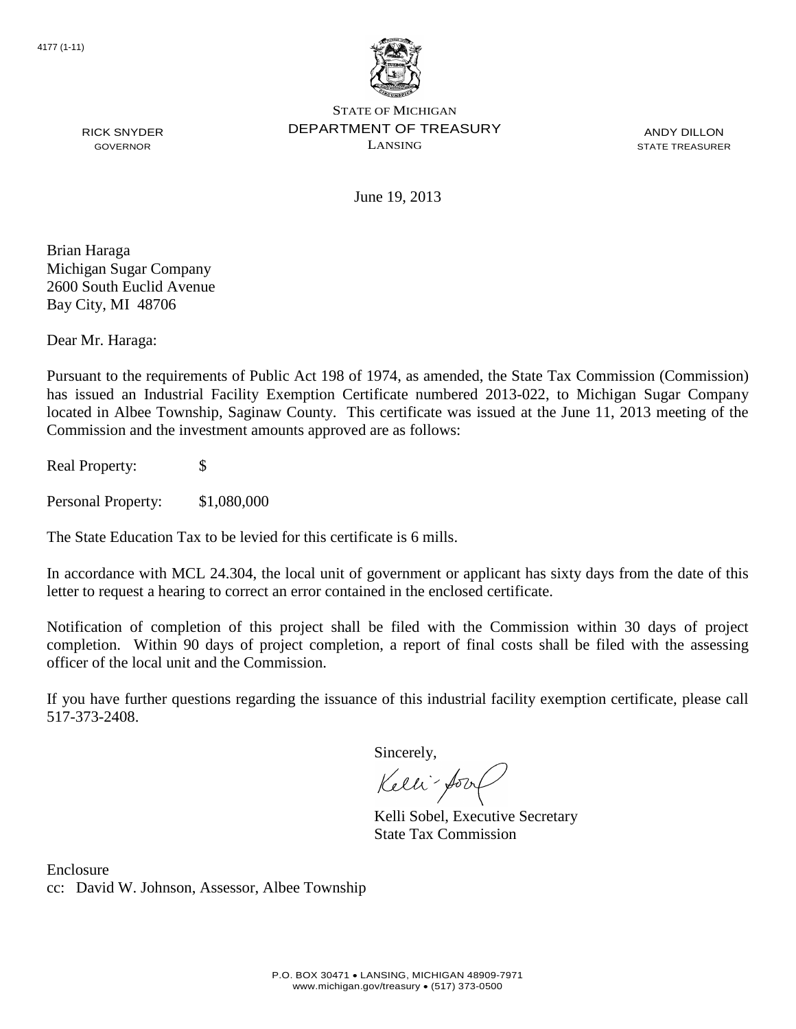4177 (1-11)

STATE OF MICHIGAN
DEPARTMENT OF TREASURY
LANSING

RICK SNYDER
GOVERNOR

ANDY DILLON
STATE TREASURER

June 19, 2013

Brian Haraga
Michigan Sugar Company
2600 South Euclid Avenue
Bay City, MI 48706

Dear Mr. Haraga:

Pursuant to the requirements of Public Act 198 of 1974, as amended, the State Tax Commission (Commission) has issued an Industrial Facility Exemption Certificate numbered 2013-022, to Michigan Sugar Company located in Albee Township, Saginaw County. This certificate was issued at the June 11, 2013 meeting of the Commission and the investment amounts approved are as follows:

Real Property: $

Personal Property: $1,080,000

The State Education Tax to be levied for this certificate is 6 mills.

In accordance with MCL 24.304, the local unit of government or applicant has sixty days from the date of this letter to request a hearing to correct an error contained in the enclosed certificate.

Notification of completion of this project shall be filed with the Commission within 30 days of project completion. Within 90 days of project completion, a report of final costs shall be filed with the assessing officer of the local unit and the Commission.

If you have further questions regarding the issuance of this industrial facility exemption certificate, please call 517-373-2408.

Sincerely,

Kelli Sobel, Executive Secretary
State Tax Commission

Enclosure
cc: David W. Johnson, Assessor, Albee Township

P.O. BOX 30471 • LANSING, MICHIGAN 48909-7971
www.michigan.gov/treasury • (517) 373-0500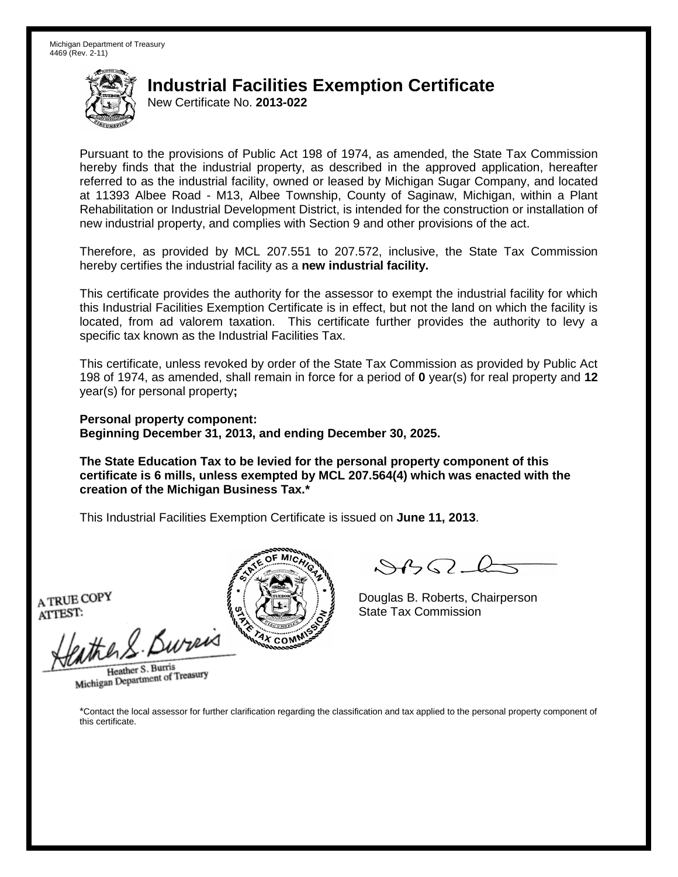Michigan Department of Treasury
4469 (Rev. 2-11)

# Industrial Facilities Exemption Certificate

New Certificate No. **2013-022**

Pursuant to the provisions of Public Act 198 of 1974, as amended, the State Tax Commission hereby finds that the industrial property, as described in the approved application, hereafter referred to as the industrial facility, owned or leased by Michigan Sugar Company, and located at 11393 Albee Road - M13, Albee Township, County of Saginaw, Michigan, within a Plant Rehabilitation or Industrial Development District, is intended for the construction or installation of new industrial property, and complies with Section 9 and other provisions of the act.

Therefore, as provided by MCL 207.551 to 207.572, inclusive, the State Tax Commission hereby certifies the industrial facility as a **new industrial facility.**

This certificate provides the authority for the assessor to exempt the industrial facility for which this Industrial Facilities Exemption Certificate is in effect, but not the land on which the facility is located, from ad valorem taxation. This certificate further provides the authority to levy a specific tax known as the Industrial Facilities Tax.

This certificate, unless revoked by order of the State Tax Commission as provided by Public Act 198 of 1974, as amended, shall remain in force for a period of **0** year(s) for real property and **12** year(s) for personal property**;**

**Personal property component:**
**Beginning December 31, 2013, and ending December 30, 2025.**

**The State Education Tax to be levied for the personal property component of this certificate is 6 mills, unless exempted by MCL 207.564(4) which was enacted with the creation of the Michigan Business Tax.***

This Industrial Facilities Exemption Certificate is issued on **June 11, 2013**.

A TRUE COPY
ATTEST:

Heather S. Burris
Michigan Department of Treasury

Douglas B. Roberts, Chairperson
State Tax Commission

*Contact the local assessor for further clarification regarding the classification and tax applied to the personal property component of this certificate.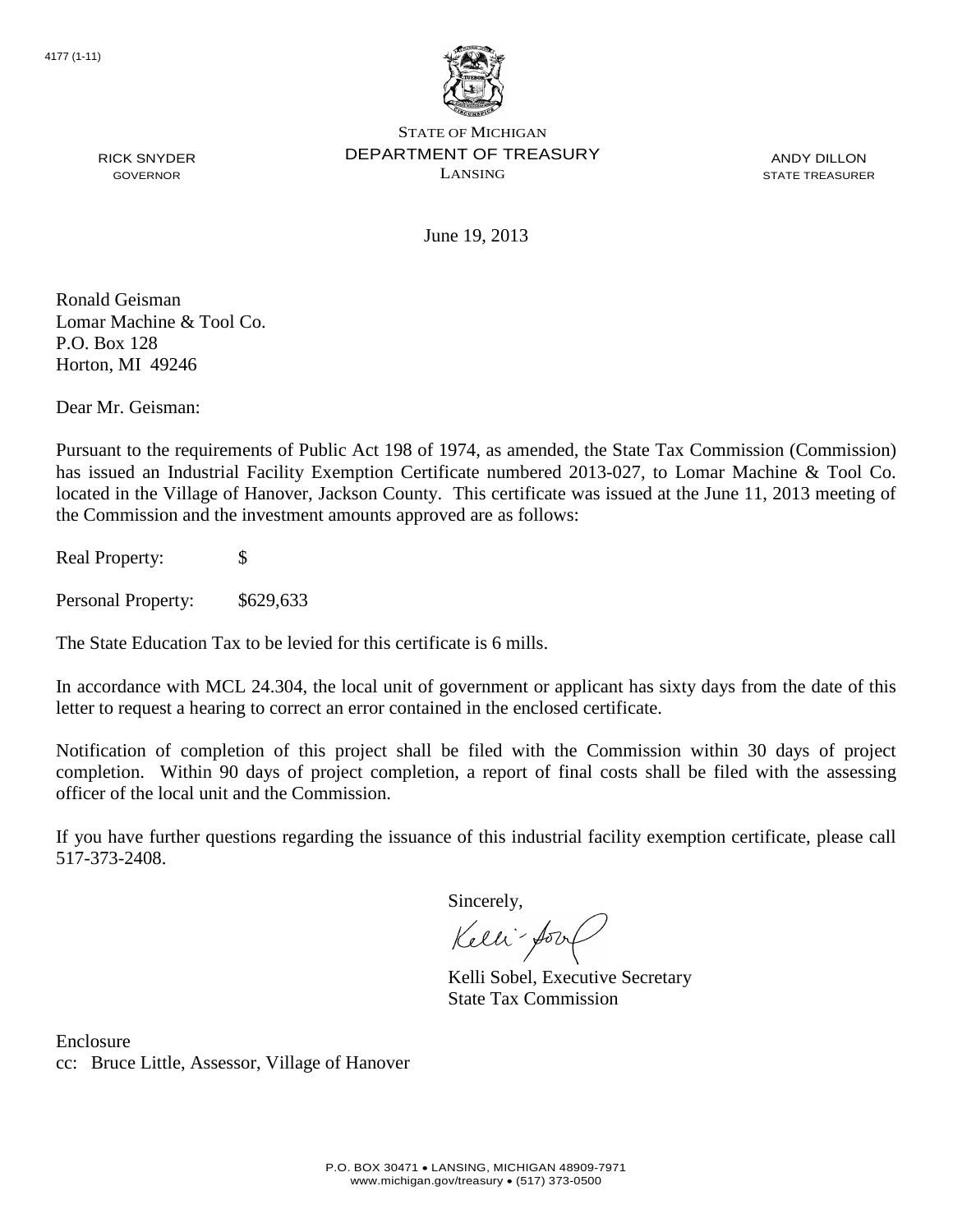4177 (1-11)

STATE OF MICHIGAN
DEPARTMENT OF TREASURY
LANSING

RICK SNYDER
GOVERNOR

ANDY DILLON
STATE TREASURER

June 19, 2013

Ronald Geisman
Lomar Machine & Tool Co.
P.O. Box 128
Horton, MI 49246

Dear Mr. Geisman:

Pursuant to the requirements of Public Act 198 of 1974, as amended, the State Tax Commission (Commission) has issued an Industrial Facility Exemption Certificate numbered 2013-027, to Lomar Machine & Tool Co. located in the Village of Hanover, Jackson County. This certificate was issued at the June 11, 2013 meeting of the Commission and the investment amounts approved are as follows:

Real Property: $

Personal Property: $629,633

The State Education Tax to be levied for this certificate is 6 mills.

In accordance with MCL 24.304, the local unit of government or applicant has sixty days from the date of this letter to request a hearing to correct an error contained in the enclosed certificate.

Notification of completion of this project shall be filed with the Commission within 30 days of project completion. Within 90 days of project completion, a report of final costs shall be filed with the assessing officer of the local unit and the Commission.

If you have further questions regarding the issuance of this industrial facility exemption certificate, please call 517-373-2408.

Sincerely,

Kelli Sobel, Executive Secretary
State Tax Commission

Enclosure
cc: Bruce Little, Assessor, Village of Hanover

P.O. BOX 30471 • LANSING, MICHIGAN 48909-7971
www.michigan.gov/treasury • (517) 373-0500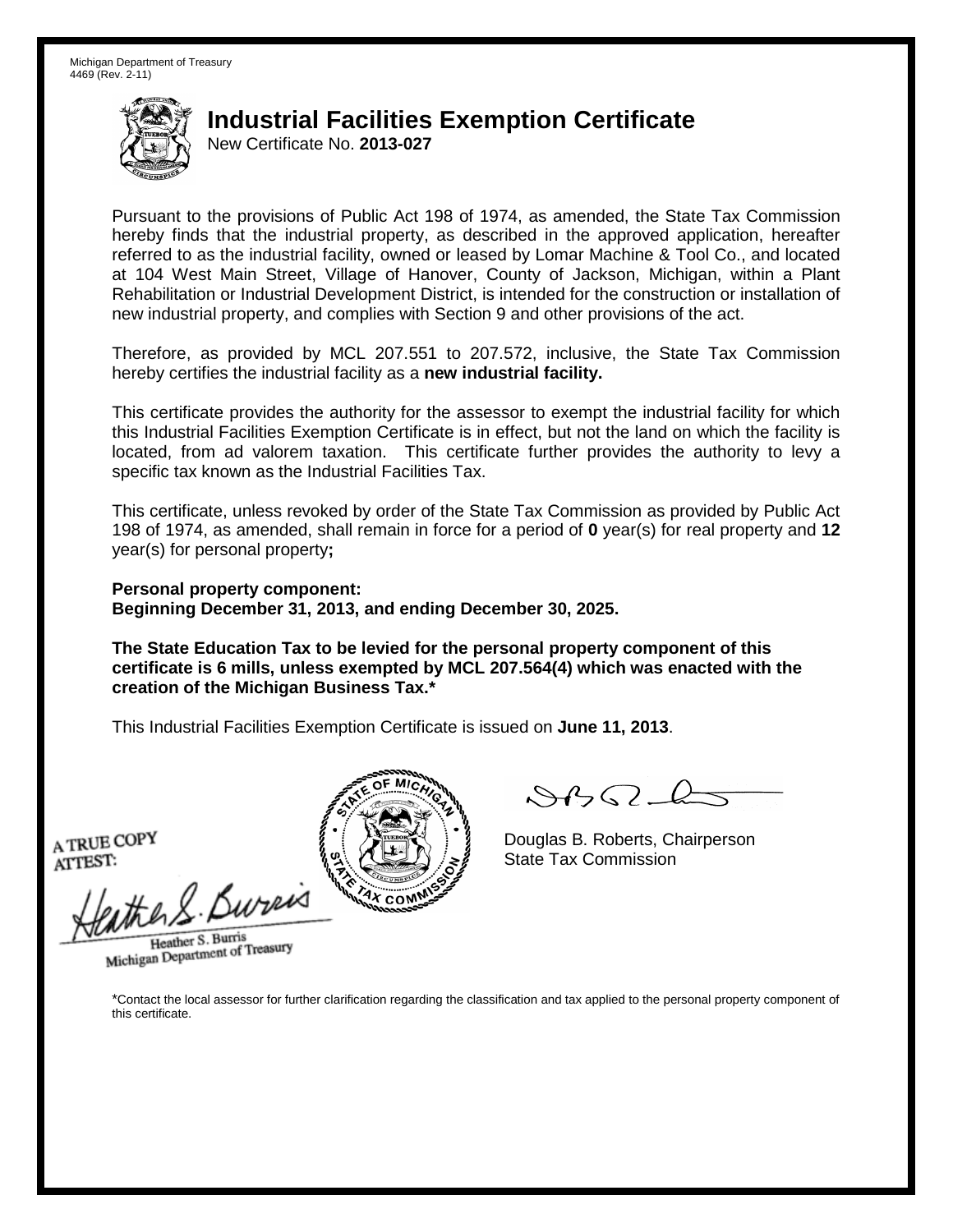Michigan Department of Treasury
4469 (Rev. 2-11)

# Industrial Facilities Exemption Certificate

New Certificate No. **2013-027**

Pursuant to the provisions of Public Act 198 of 1974, as amended, the State Tax Commission hereby finds that the industrial property, as described in the approved application, hereafter referred to as the industrial facility, owned or leased by Lomar Machine & Tool Co., and located at 104 West Main Street, Village of Hanover, County of Jackson, Michigan, within a Plant Rehabilitation or Industrial Development District, is intended for the construction or installation of new industrial property, and complies with Section 9 and other provisions of the act.

Therefore, as provided by MCL 207.551 to 207.572, inclusive, the State Tax Commission hereby certifies the industrial facility as a **new industrial facility.**

This certificate provides the authority for the assessor to exempt the industrial facility for which this Industrial Facilities Exemption Certificate is in effect, but not the land on which the facility is located, from ad valorem taxation. This certificate further provides the authority to levy a specific tax known as the Industrial Facilities Tax.

This certificate, unless revoked by order of the State Tax Commission as provided by Public Act 198 of 1974, as amended, shall remain in force for a period of **0** year(s) for real property and **12** year(s) for personal property**;**

**Personal property component:**
**Beginning December 31, 2013, and ending December 30, 2025.**

**The State Education Tax to be levied for the personal property component of this certificate is 6 mills, unless exempted by MCL 207.564(4) which was enacted with the creation of the Michigan Business Tax.***

This Industrial Facilities Exemption Certificate is issued on **June 11, 2013**.

A TRUE COPY
ATTEST:

Heather S. Burris
Michigan Department of Treasury

Douglas B. Roberts, Chairperson
State Tax Commission

*Contact the local assessor for further clarification regarding the classification and tax applied to the personal property component of this certificate.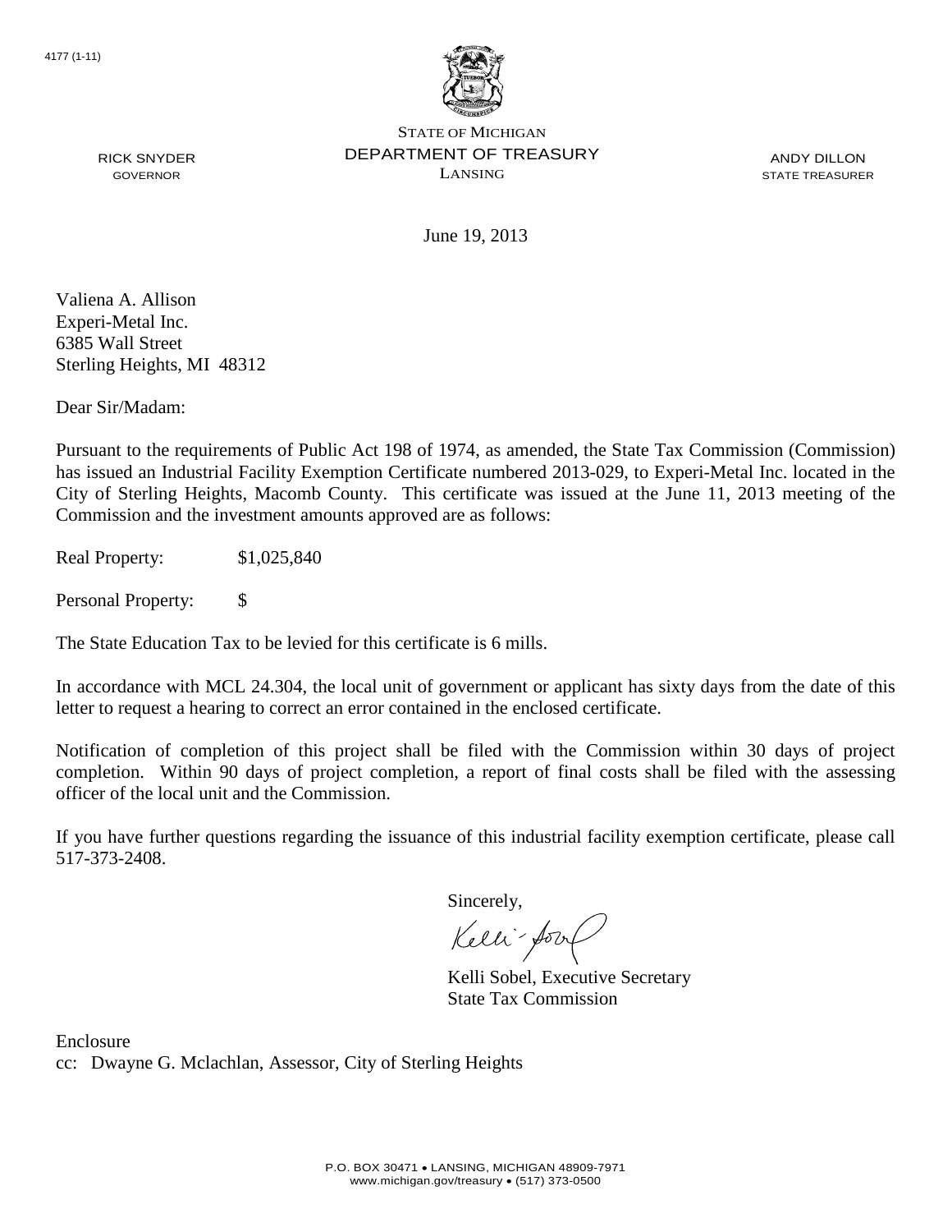4177 (1-11)

STATE OF MICHIGAN
DEPARTMENT OF TREASURY
LANSING

RICK SNYDER
GOVERNOR

ANDY DILLON
STATE TREASURER

June 19, 2013

Valiena A. Allison
Experi-Metal Inc.
6385 Wall Street
Sterling Heights, MI 48312

Dear Sir/Madam:

Pursuant to the requirements of Public Act 198 of 1974, as amended, the State Tax Commission (Commission) has issued an Industrial Facility Exemption Certificate numbered 2013-029, to Experi-Metal Inc. located in the City of Sterling Heights, Macomb County. This certificate was issued at the June 11, 2013 meeting of the Commission and the investment amounts approved are as follows:

Real Property: $1,025,840

Personal Property: $

The State Education Tax to be levied for this certificate is 6 mills.

In accordance with MCL 24.304, the local unit of government or applicant has sixty days from the date of this letter to request a hearing to correct an error contained in the enclosed certificate.

Notification of completion of this project shall be filed with the Commission within 30 days of project completion. Within 90 days of project completion, a report of final costs shall be filed with the assessing officer of the local unit and the Commission.

If you have further questions regarding the issuance of this industrial facility exemption certificate, please call 517-373-2408.

Sincerely,

Kelli Sobel, Executive Secretary
State Tax Commission

Enclosure
cc: Dwayne G. Mclachlan, Assessor, City of Sterling Heights

P.O. BOX 30471 • LANSING, MICHIGAN 48909-7971
www.michigan.gov/treasury • (517) 373-0500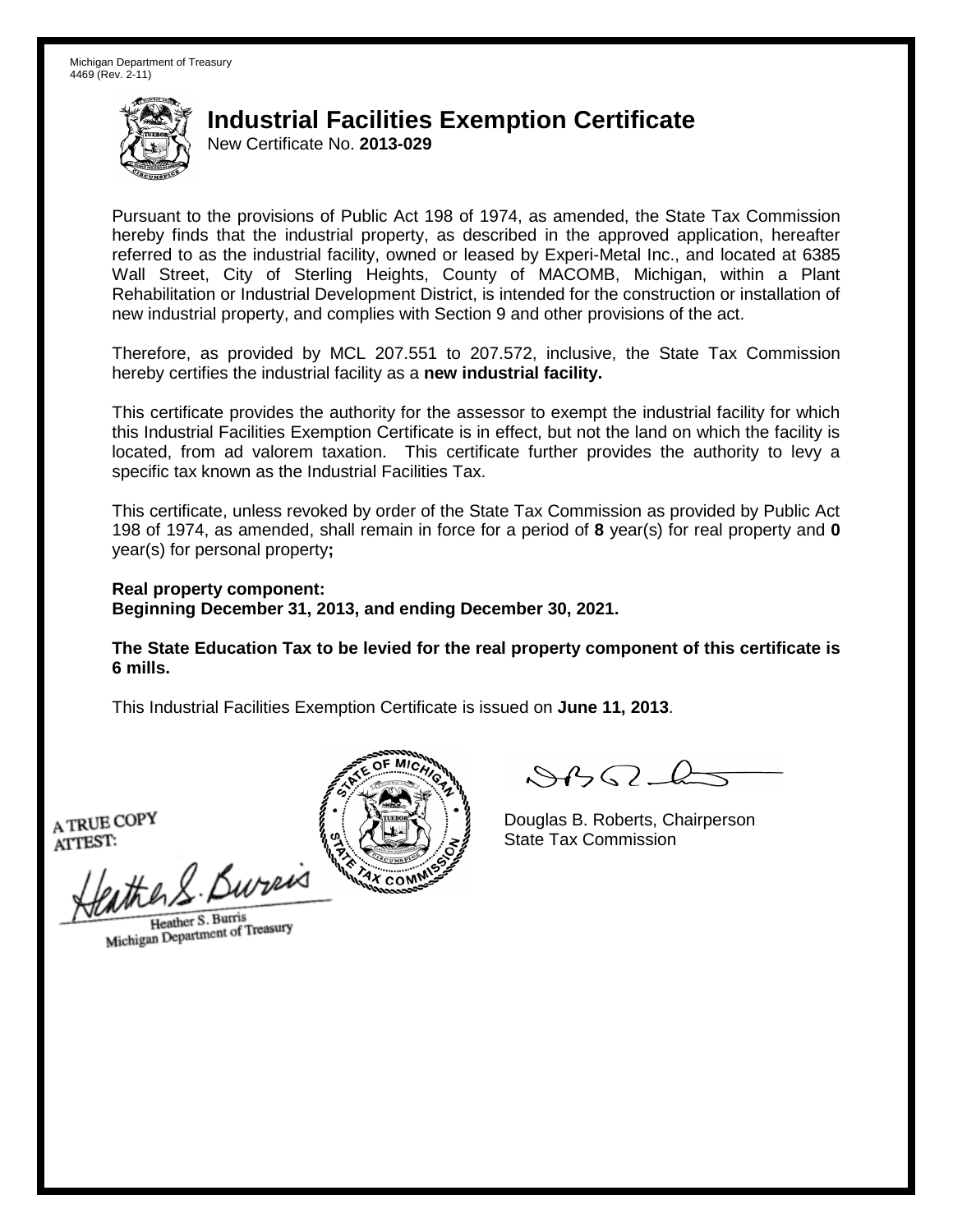Michigan Department of Treasury
4469 (Rev. 2-11)

# Industrial Facilities Exemption Certificate

New Certificate No. **2013-029**

Pursuant to the provisions of Public Act 198 of 1974, as amended, the State Tax Commission hereby finds that the industrial property, as described in the approved application, hereafter referred to as the industrial facility, owned or leased by Experi-Metal Inc., and located at 6385 Wall Street, City of Sterling Heights, County of MACOMB, Michigan, within a Plant Rehabilitation or Industrial Development District, is intended for the construction or installation of new industrial property, and complies with Section 9 and other provisions of the act.

Therefore, as provided by MCL 207.551 to 207.572, inclusive, the State Tax Commission hereby certifies the industrial facility as a **new industrial facility.**

This certificate provides the authority for the assessor to exempt the industrial facility for which this Industrial Facilities Exemption Certificate is in effect, but not the land on which the facility is located, from ad valorem taxation. This certificate further provides the authority to levy a specific tax known as the Industrial Facilities Tax.

This certificate, unless revoked by order of the State Tax Commission as provided by Public Act 198 of 1974, as amended, shall remain in force for a period of **8** year(s) for real property and **0** year(s) for personal property**;**

**Real property component:**
**Beginning December 31, 2013, and ending December 30, 2021.**

**The State Education Tax to be levied for the real property component of this certificate is 6 mills.**

This Industrial Facilities Exemption Certificate is issued on **June 11, 2013**.

A TRUE COPY
ATTEST:

Heather S. Burris
Michigan Department of Treasury

Douglas B. Roberts, Chairperson
State Tax Commission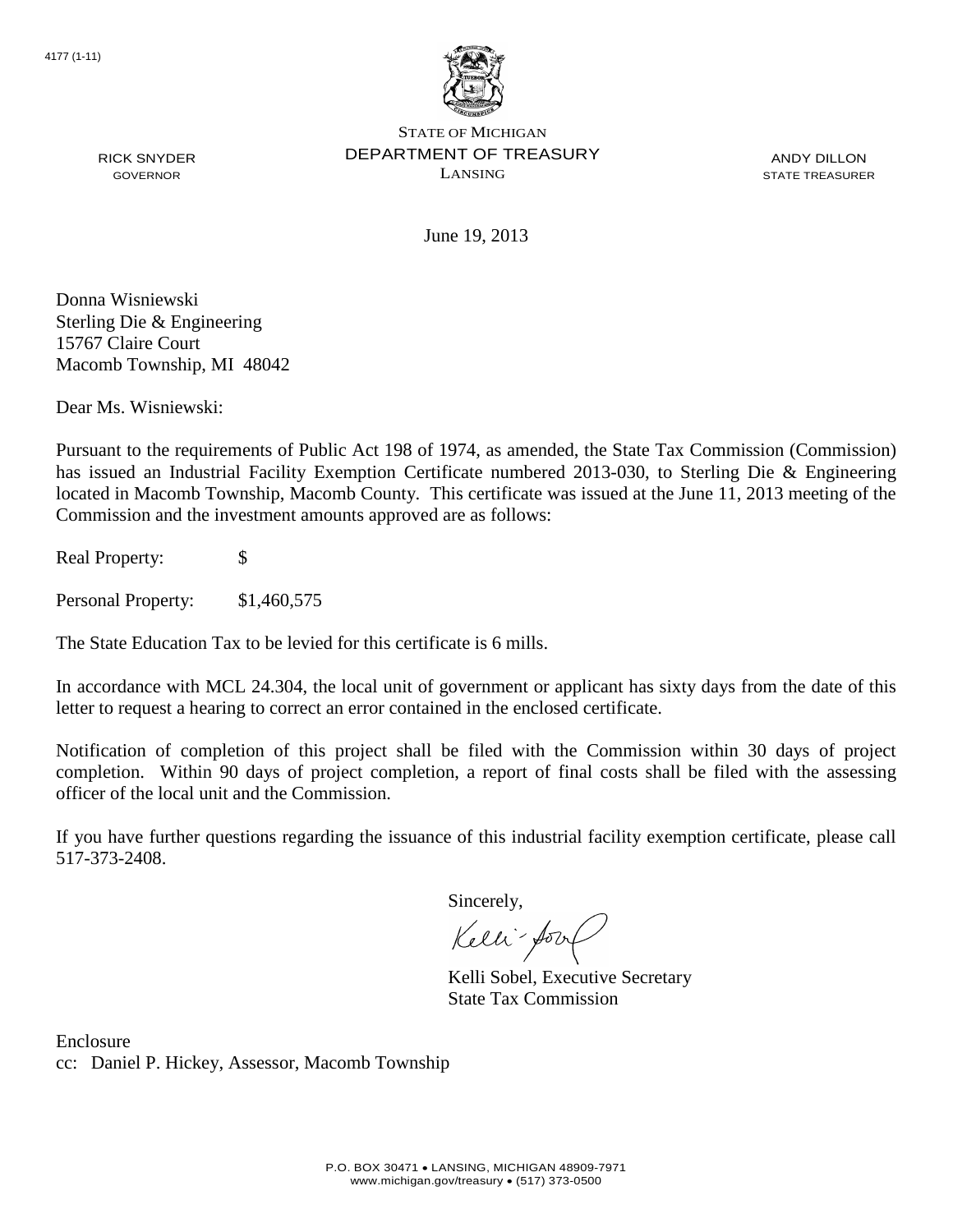4177 (1-11)

STATE OF MICHIGAN
DEPARTMENT OF TREASURY
LANSING

RICK SNYDER
GOVERNOR

ANDY DILLON
STATE TREASURER

June 19, 2013

Donna Wisniewski
Sterling Die & Engineering
15767 Claire Court
Macomb Township, MI 48042

Dear Ms. Wisniewski:

Pursuant to the requirements of Public Act 198 of 1974, as amended, the State Tax Commission (Commission) has issued an Industrial Facility Exemption Certificate numbered 2013-030, to Sterling Die & Engineering located in Macomb Township, Macomb County. This certificate was issued at the June 11, 2013 meeting of the Commission and the investment amounts approved are as follows:

Real Property: $

Personal Property: $1,460,575

The State Education Tax to be levied for this certificate is 6 mills.

In accordance with MCL 24.304, the local unit of government or applicant has sixty days from the date of this letter to request a hearing to correct an error contained in the enclosed certificate.

Notification of completion of this project shall be filed with the Commission within 30 days of project completion. Within 90 days of project completion, a report of final costs shall be filed with the assessing officer of the local unit and the Commission.

If you have further questions regarding the issuance of this industrial facility exemption certificate, please call 517-373-2408.

Sincerely,

Kelli Sobel, Executive Secretary
State Tax Commission

Enclosure
cc: Daniel P. Hickey, Assessor, Macomb Township

P.O. BOX 30471 • LANSING, MICHIGAN 48909-7971
www.michigan.gov/treasury • (517) 373-0500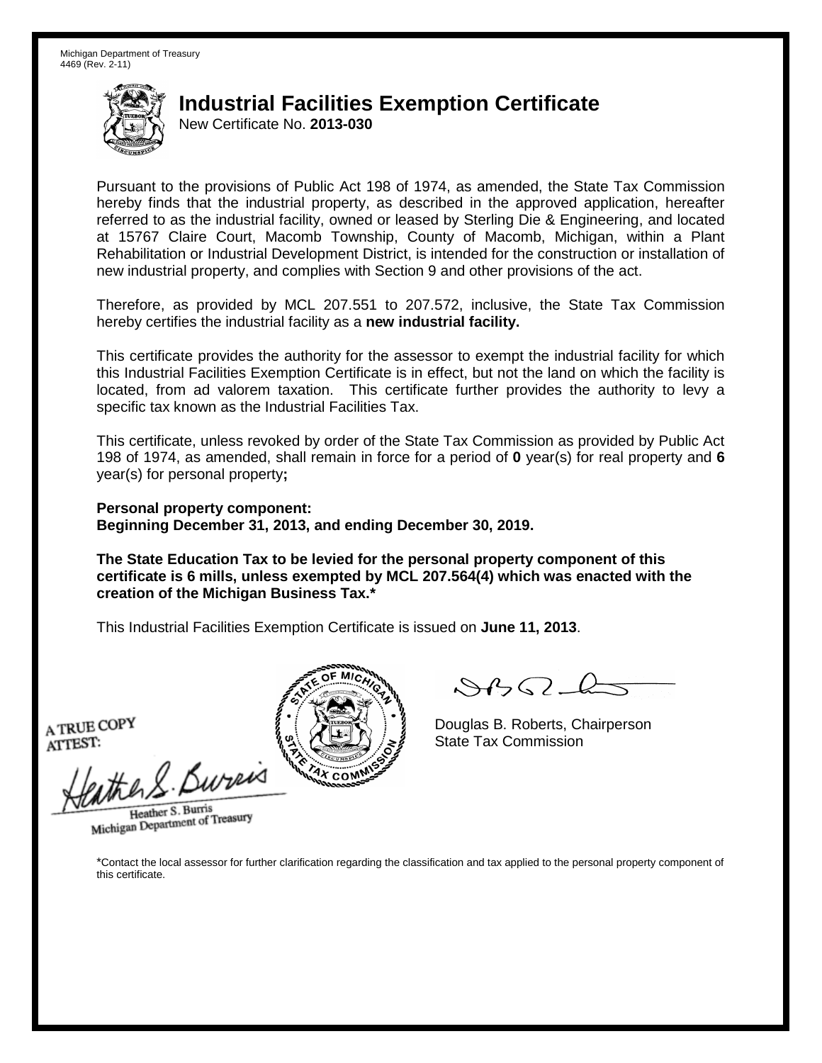Michigan Department of Treasury
4469 (Rev. 2-11)

# Industrial Facilities Exemption Certificate

New Certificate No. **2013-030**

Pursuant to the provisions of Public Act 198 of 1974, as amended, the State Tax Commission hereby finds that the industrial property, as described in the approved application, hereafter referred to as the industrial facility, owned or leased by Sterling Die & Engineering, and located at 15767 Claire Court, Macomb Township, County of Macomb, Michigan, within a Plant Rehabilitation or Industrial Development District, is intended for the construction or installation of new industrial property, and complies with Section 9 and other provisions of the act.

Therefore, as provided by MCL 207.551 to 207.572, inclusive, the State Tax Commission hereby certifies the industrial facility as a **new industrial facility.**

This certificate provides the authority for the assessor to exempt the industrial facility for which this Industrial Facilities Exemption Certificate is in effect, but not the land on which the facility is located, from ad valorem taxation. This certificate further provides the authority to levy a specific tax known as the Industrial Facilities Tax.

This certificate, unless revoked by order of the State Tax Commission as provided by Public Act 198 of 1974, as amended, shall remain in force for a period of **0** year(s) for real property and **6** year(s) for personal property**;**

**Personal property component:**
**Beginning December 31, 2013, and ending December 30, 2019.**

**The State Education Tax to be levied for the personal property component of this certificate is 6 mills, unless exempted by MCL 207.564(4) which was enacted with the creation of the Michigan Business Tax.***

This Industrial Facilities Exemption Certificate is issued on **June 11, 2013**.

A TRUE COPY
ATTEST:

Heather S. Burris
Michigan Department of Treasury

Douglas B. Roberts, Chairperson
State Tax Commission

*Contact the local assessor for further clarification regarding the classification and tax applied to the personal property component of this certificate.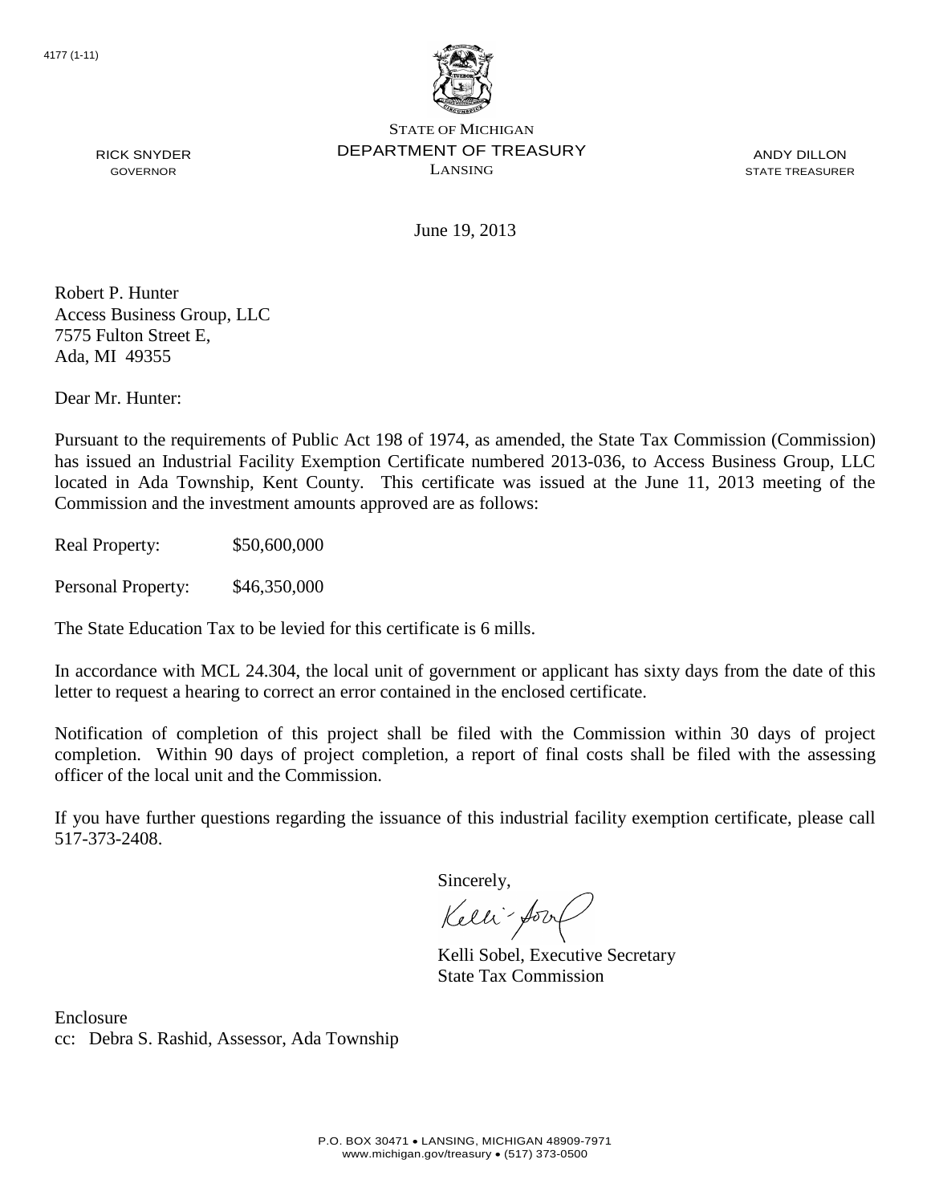4177 (1-11)

STATE OF MICHIGAN
DEPARTMENT OF TREASURY
LANSING

RICK SNYDER
GOVERNOR

ANDY DILLON
STATE TREASURER

June 19, 2013

Robert P. Hunter
Access Business Group, LLC
7575 Fulton Street E,
Ada, MI 49355

Dear Mr. Hunter:

Pursuant to the requirements of Public Act 198 of 1974, as amended, the State Tax Commission (Commission) has issued an Industrial Facility Exemption Certificate numbered 2013-036, to Access Business Group, LLC located in Ada Township, Kent County. This certificate was issued at the June 11, 2013 meeting of the Commission and the investment amounts approved are as follows:

Real Property: $50,600,000

Personal Property: $46,350,000

The State Education Tax to be levied for this certificate is 6 mills.

In accordance with MCL 24.304, the local unit of government or applicant has sixty days from the date of this letter to request a hearing to correct an error contained in the enclosed certificate.

Notification of completion of this project shall be filed with the Commission within 30 days of project completion. Within 90 days of project completion, a report of final costs shall be filed with the assessing officer of the local unit and the Commission.

If you have further questions regarding the issuance of this industrial facility exemption certificate, please call 517-373-2408.

Sincerely,

Kelli Sobel, Executive Secretary
State Tax Commission

Enclosure
cc: Debra S. Rashid, Assessor, Ada Township

P.O. BOX 30471 • LANSING, MICHIGAN 48909-7971
www.michigan.gov/treasury • (517) 373-0500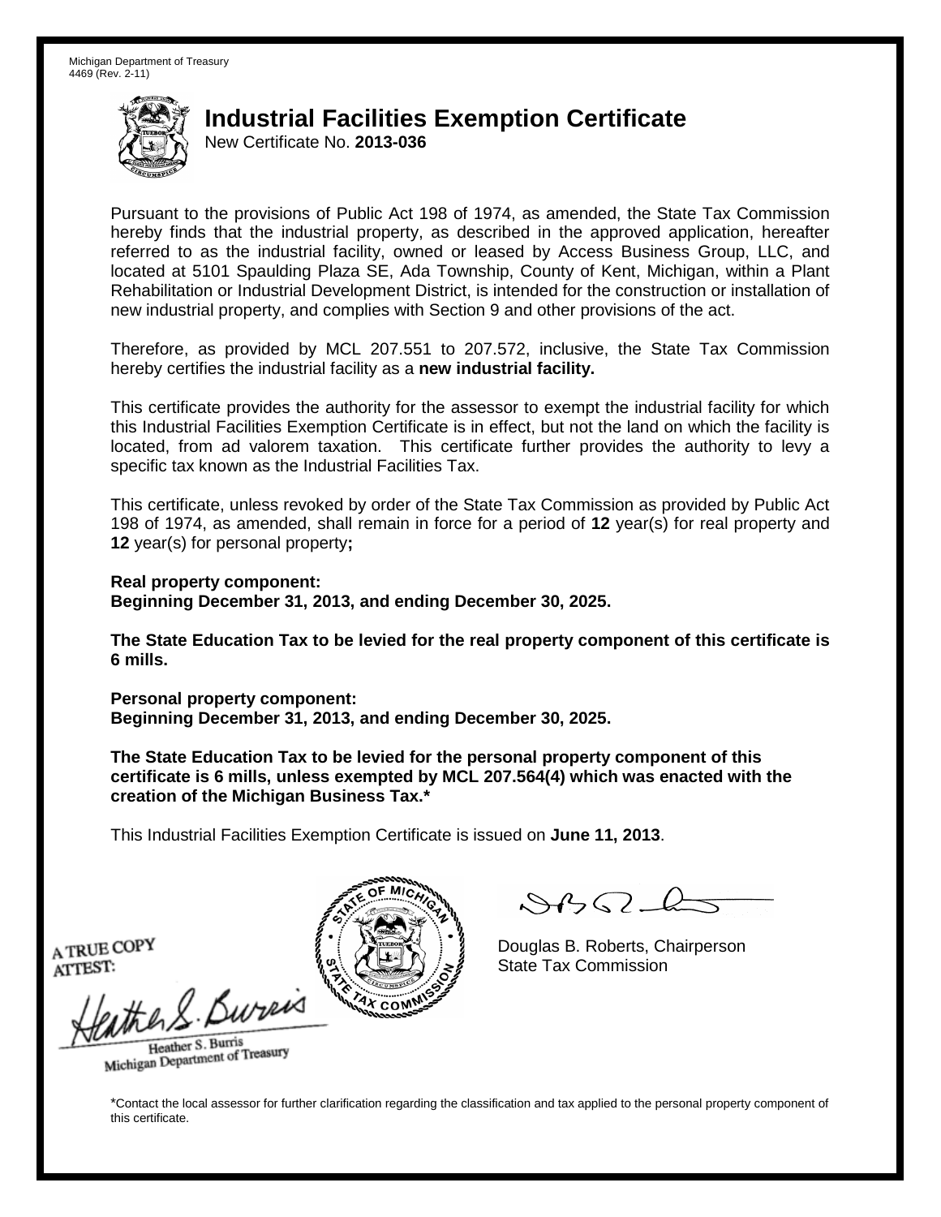Michigan Department of Treasury
4469 (Rev. 2-11)

# Industrial Facilities Exemption Certificate

New Certificate No. **2013-036**

Pursuant to the provisions of Public Act 198 of 1974, as amended, the State Tax Commission hereby finds that the industrial property, as described in the approved application, hereafter referred to as the industrial facility, owned or leased by Access Business Group, LLC, and located at 5101 Spaulding Plaza SE, Ada Township, County of Kent, Michigan, within a Plant Rehabilitation or Industrial Development District, is intended for the construction or installation of new industrial property, and complies with Section 9 and other provisions of the act.

Therefore, as provided by MCL 207.551 to 207.572, inclusive, the State Tax Commission hereby certifies the industrial facility as a **new industrial facility.**

This certificate provides the authority for the assessor to exempt the industrial facility for which this Industrial Facilities Exemption Certificate is in effect, but not the land on which the facility is located, from ad valorem taxation. This certificate further provides the authority to levy a specific tax known as the Industrial Facilities Tax.

This certificate, unless revoked by order of the State Tax Commission as provided by Public Act 198 of 1974, as amended, shall remain in force for a period of **12** year(s) for real property and **12** year(s) for personal property**;**

**Real property component:**
**Beginning December 31, 2013, and ending December 30, 2025.**

**The State Education Tax to be levied for the real property component of this certificate is 6 mills.**

**Personal property component:**
**Beginning December 31, 2013, and ending December 30, 2025.**

**The State Education Tax to be levied for the personal property component of this certificate is 6 mills, unless exempted by MCL 207.564(4) which was enacted with the creation of the Michigan Business Tax.***

This Industrial Facilities Exemption Certificate is issued on **June 11, 2013**.

A TRUE COPY
ATTEST:

Heather S. Burris
Michigan Department of Treasury

Douglas B. Roberts, Chairperson
State Tax Commission

*Contact the local assessor for further clarification regarding the classification and tax applied to the personal property component of this certificate.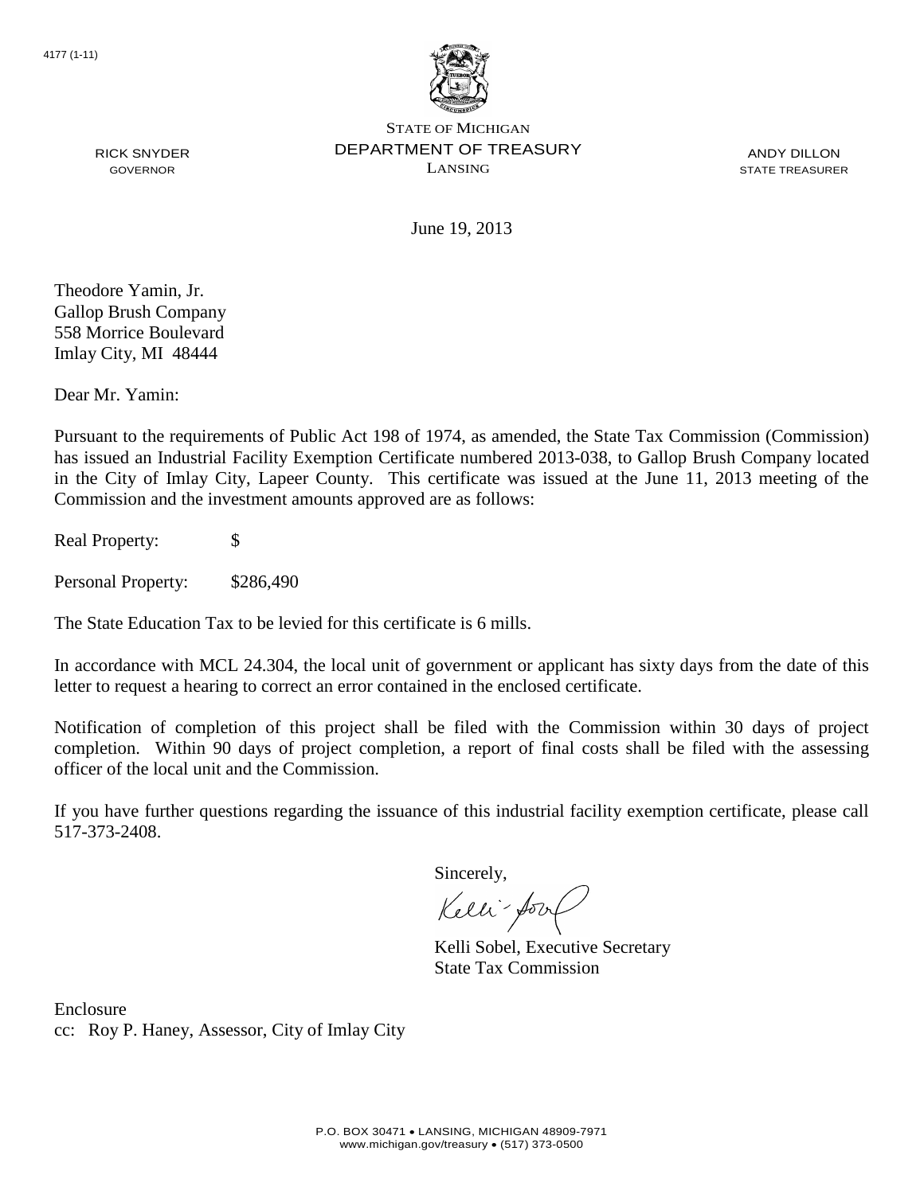4177 (1-11)

STATE OF MICHIGAN
DEPARTMENT OF TREASURY
LANSING

RICK SNYDER
GOVERNOR

ANDY DILLON
STATE TREASURER

June 19, 2013

Theodore Yamin, Jr.
Gallop Brush Company
558 Morrice Boulevard
Imlay City, MI 48444

Dear Mr. Yamin:

Pursuant to the requirements of Public Act 198 of 1974, as amended, the State Tax Commission (Commission) has issued an Industrial Facility Exemption Certificate numbered 2013-038, to Gallop Brush Company located in the City of Imlay City, Lapeer County. This certificate was issued at the June 11, 2013 meeting of the Commission and the investment amounts approved are as follows:

Real Property: $

Personal Property: $286,490

The State Education Tax to be levied for this certificate is 6 mills.

In accordance with MCL 24.304, the local unit of government or applicant has sixty days from the date of this letter to request a hearing to correct an error contained in the enclosed certificate.

Notification of completion of this project shall be filed with the Commission within 30 days of project completion. Within 90 days of project completion, a report of final costs shall be filed with the assessing officer of the local unit and the Commission.

If you have further questions regarding the issuance of this industrial facility exemption certificate, please call 517-373-2408.

Sincerely,

Kelli Sobel, Executive Secretary
State Tax Commission

Enclosure
cc: Roy P. Haney, Assessor, City of Imlay City

P.O. BOX 30471 • LANSING, MICHIGAN 48909-7971
www.michigan.gov/treasury • (517) 373-0500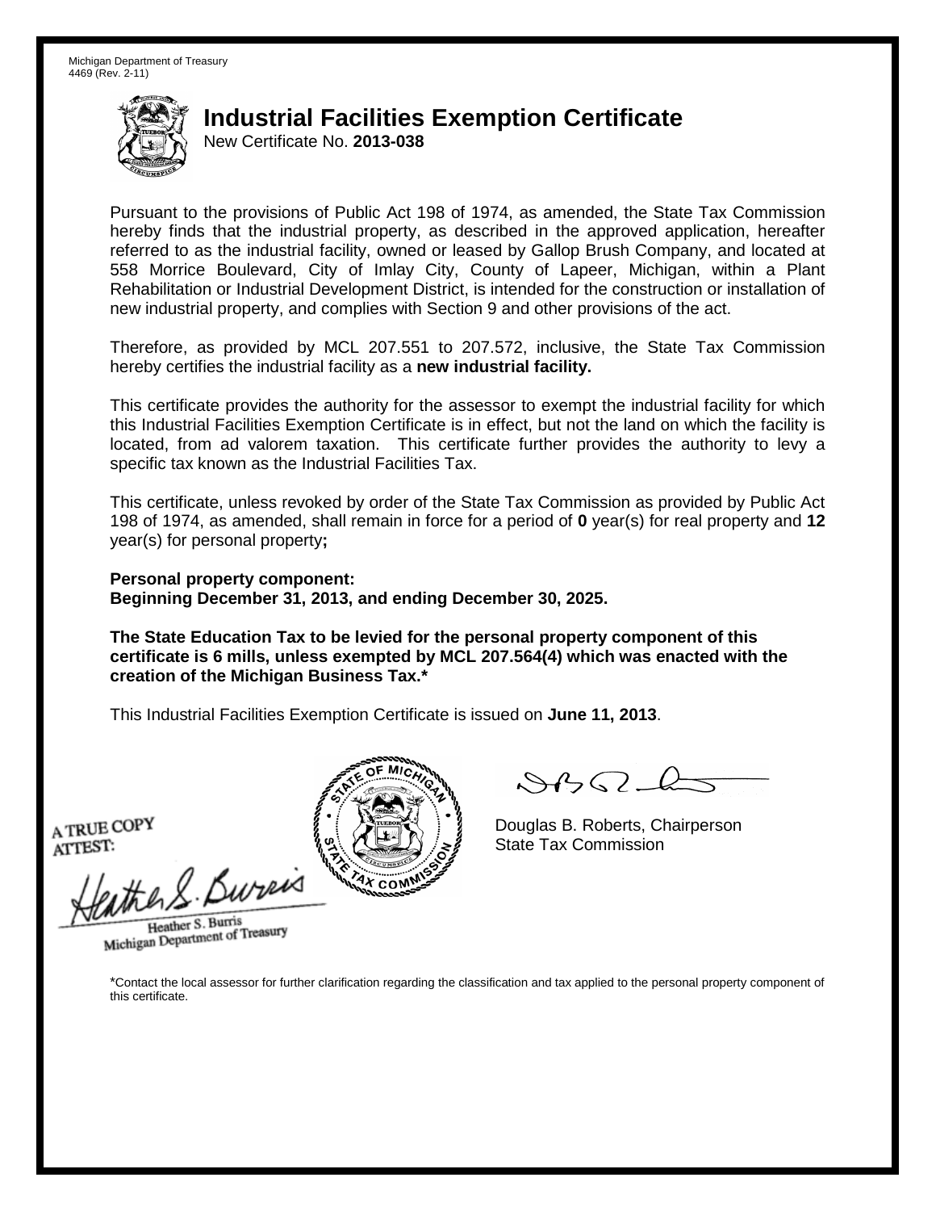Michigan Department of Treasury
4469 (Rev. 2-11)

# Industrial Facilities Exemption Certificate

New Certificate No. **2013-038**

Pursuant to the provisions of Public Act 198 of 1974, as amended, the State Tax Commission hereby finds that the industrial property, as described in the approved application, hereafter referred to as the industrial facility, owned or leased by Gallop Brush Company, and located at 558 Morrice Boulevard, City of Imlay City, County of Lapeer, Michigan, within a Plant Rehabilitation or Industrial Development District, is intended for the construction or installation of new industrial property, and complies with Section 9 and other provisions of the act.

Therefore, as provided by MCL 207.551 to 207.572, inclusive, the State Tax Commission hereby certifies the industrial facility as a **new industrial facility.**

This certificate provides the authority for the assessor to exempt the industrial facility for which this Industrial Facilities Exemption Certificate is in effect, but not the land on which the facility is located, from ad valorem taxation. This certificate further provides the authority to levy a specific tax known as the Industrial Facilities Tax.

This certificate, unless revoked by order of the State Tax Commission as provided by Public Act 198 of 1974, as amended, shall remain in force for a period of **0** year(s) for real property and **12** year(s) for personal property**;**

**Personal property component:**
**Beginning December 31, 2013, and ending December 30, 2025.**

**The State Education Tax to be levied for the personal property component of this certificate is 6 mills, unless exempted by MCL 207.564(4) which was enacted with the creation of the Michigan Business Tax.***

This Industrial Facilities Exemption Certificate is issued on **June 11, 2013**.

A TRUE COPY
ATTEST:

Heather S. Burris
Michigan Department of Treasury

Douglas B. Roberts, Chairperson
State Tax Commission

*Contact the local assessor for further clarification regarding the classification and tax applied to the personal property component of this certificate.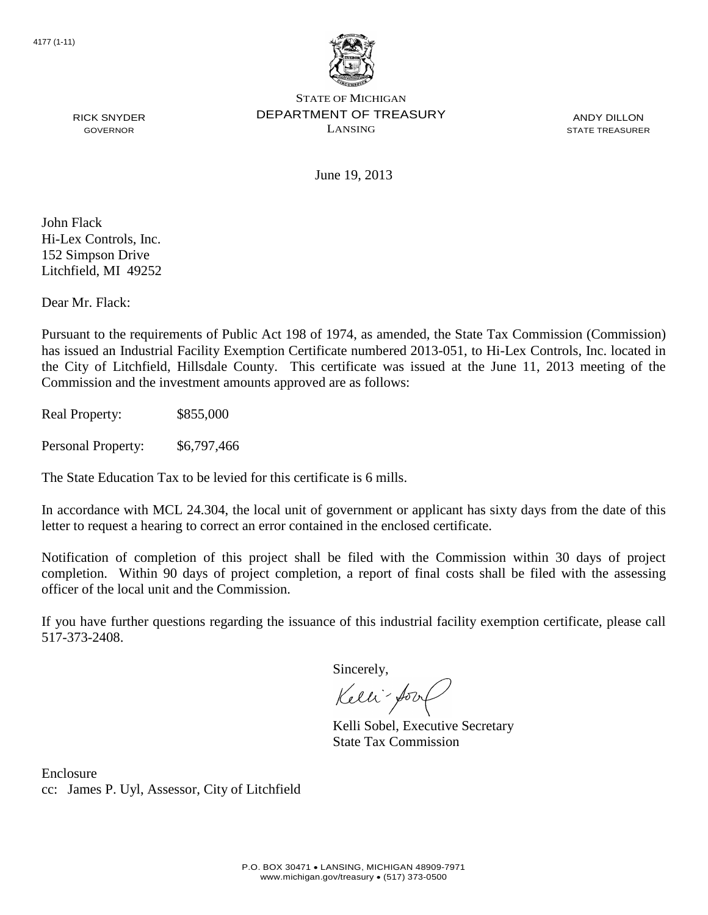4177 (1-11)

STATE OF MICHIGAN
DEPARTMENT OF TREASURY
LANSING

RICK SNYDER
GOVERNOR

ANDY DILLON
STATE TREASURER

June 19, 2013

John Flack
Hi-Lex Controls, Inc.
152 Simpson Drive
Litchfield, MI 49252

Dear Mr. Flack:

Pursuant to the requirements of Public Act 198 of 1974, as amended, the State Tax Commission (Commission) has issued an Industrial Facility Exemption Certificate numbered 2013-051, to Hi-Lex Controls, Inc. located in the City of Litchfield, Hillsdale County. This certificate was issued at the June 11, 2013 meeting of the Commission and the investment amounts approved are as follows:

Real Property: $855,000

Personal Property: $6,797,466

The State Education Tax to be levied for this certificate is 6 mills.

In accordance with MCL 24.304, the local unit of government or applicant has sixty days from the date of this letter to request a hearing to correct an error contained in the enclosed certificate.

Notification of completion of this project shall be filed with the Commission within 30 days of project completion. Within 90 days of project completion, a report of final costs shall be filed with the assessing officer of the local unit and the Commission.

If you have further questions regarding the issuance of this industrial facility exemption certificate, please call 517-373-2408.

Sincerely,

Kelli Sobel, Executive Secretary
State Tax Commission

Enclosure
cc: James P. Uyl, Assessor, City of Litchfield

P.O. BOX 30471 • LANSING, MICHIGAN 48909-7971
www.michigan.gov/treasury • (517) 373-0500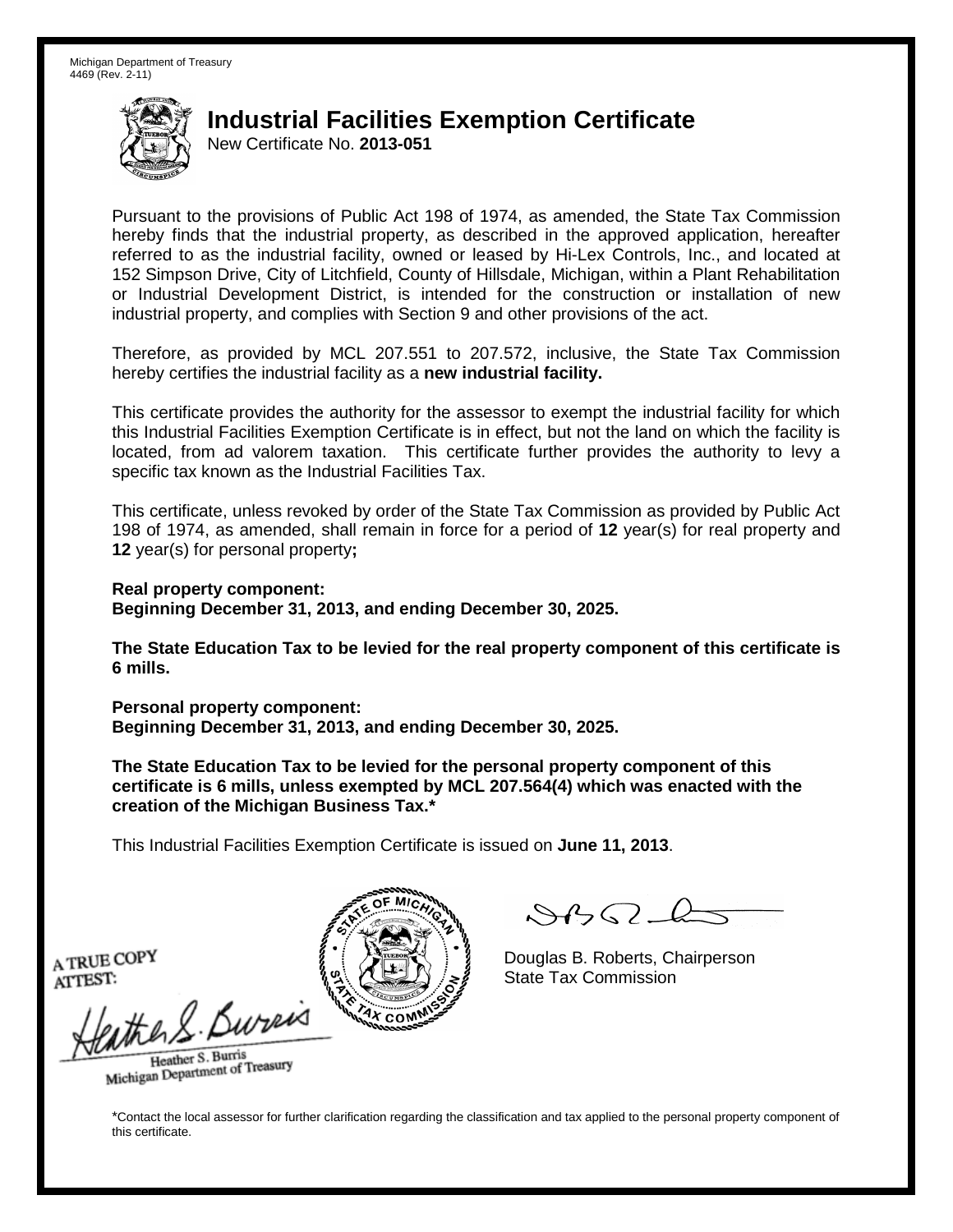Michigan Department of Treasury
4469 (Rev. 2-11)

# Industrial Facilities Exemption Certificate

New Certificate No. **2013-051**

Pursuant to the provisions of Public Act 198 of 1974, as amended, the State Tax Commission hereby finds that the industrial property, as described in the approved application, hereafter referred to as the industrial facility, owned or leased by Hi-Lex Controls, Inc., and located at 152 Simpson Drive, City of Litchfield, County of Hillsdale, Michigan, within a Plant Rehabilitation or Industrial Development District, is intended for the construction or installation of new industrial property, and complies with Section 9 and other provisions of the act.

Therefore, as provided by MCL 207.551 to 207.572, inclusive, the State Tax Commission hereby certifies the industrial facility as a **new industrial facility.**

This certificate provides the authority for the assessor to exempt the industrial facility for which this Industrial Facilities Exemption Certificate is in effect, but not the land on which the facility is located, from ad valorem taxation. This certificate further provides the authority to levy a specific tax known as the Industrial Facilities Tax.

This certificate, unless revoked by order of the State Tax Commission as provided by Public Act 198 of 1974, as amended, shall remain in force for a period of **12** year(s) for real property and **12** year(s) for personal property**;**

**Real property component:**
**Beginning December 31, 2013, and ending December 30, 2025.**

**The State Education Tax to be levied for the real property component of this certificate is 6 mills.**

**Personal property component:**
**Beginning December 31, 2013, and ending December 30, 2025.**

**The State Education Tax to be levied for the personal property component of this certificate is 6 mills, unless exempted by MCL 207.564(4) which was enacted with the creation of the Michigan Business Tax.***

This Industrial Facilities Exemption Certificate is issued on **June 11, 2013**.

A TRUE COPY
ATTEST:

Heather S. Burris
Michigan Department of Treasury

Douglas B. Roberts, Chairperson
State Tax Commission

*Contact the local assessor for further clarification regarding the classification and tax applied to the personal property component of this certificate.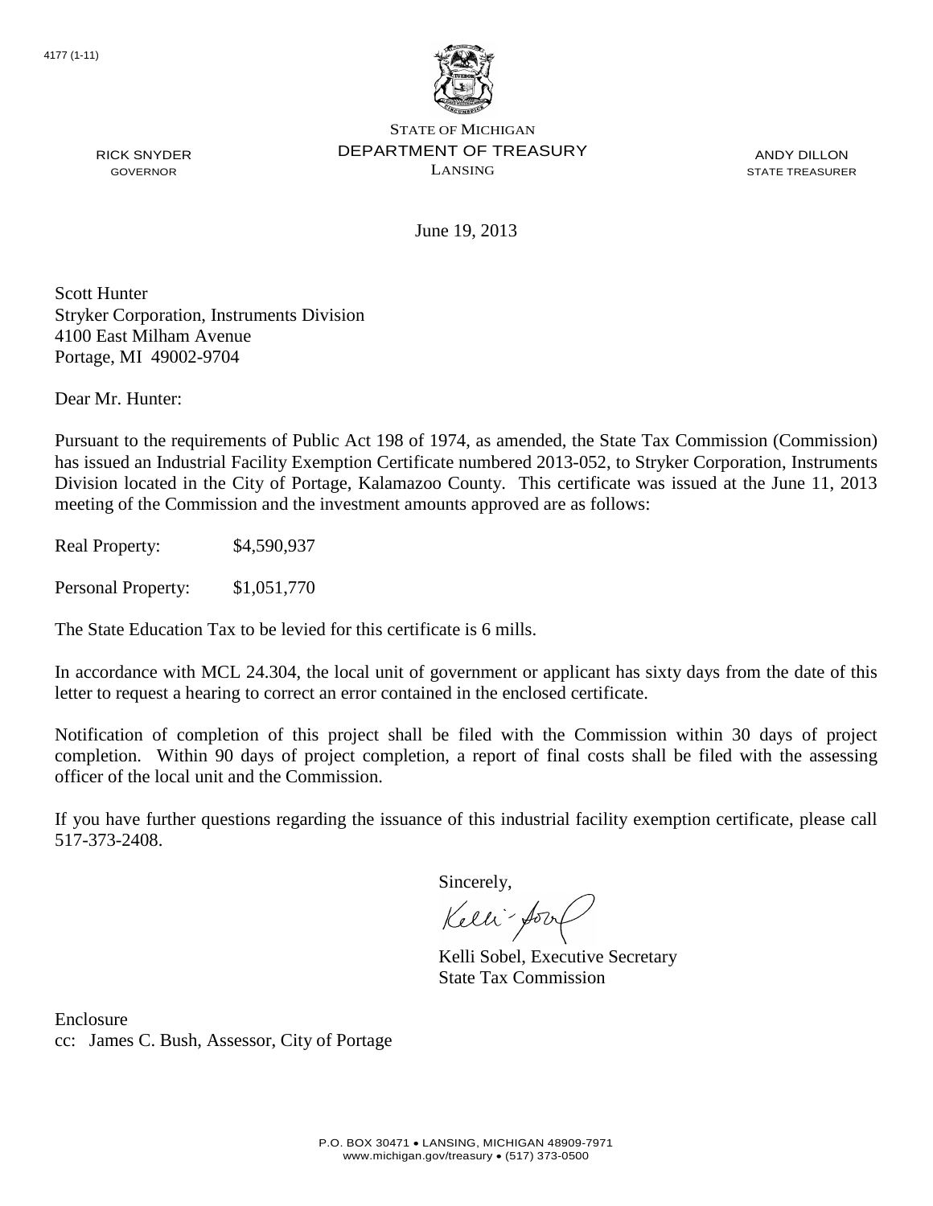4177 (1-11)

STATE OF MICHIGAN
DEPARTMENT OF TREASURY
LANSING

RICK SNYDER
GOVERNOR

ANDY DILLON
STATE TREASURER

June 19, 2013

Scott Hunter
Stryker Corporation, Instruments Division
4100 East Milham Avenue
Portage, MI 49002-9704

Dear Mr. Hunter:

Pursuant to the requirements of Public Act 198 of 1974, as amended, the State Tax Commission (Commission) has issued an Industrial Facility Exemption Certificate numbered 2013-052, to Stryker Corporation, Instruments Division located in the City of Portage, Kalamazoo County. This certificate was issued at the June 11, 2013 meeting of the Commission and the investment amounts approved are as follows:

Real Property: $4,590,937

Personal Property: $1,051,770

The State Education Tax to be levied for this certificate is 6 mills.

In accordance with MCL 24.304, the local unit of government or applicant has sixty days from the date of this letter to request a hearing to correct an error contained in the enclosed certificate.

Notification of completion of this project shall be filed with the Commission within 30 days of project completion. Within 90 days of project completion, a report of final costs shall be filed with the assessing officer of the local unit and the Commission.

If you have further questions regarding the issuance of this industrial facility exemption certificate, please call 517-373-2408.

Sincerely,

Kelli Sobel, Executive Secretary
State Tax Commission

Enclosure
cc: James C. Bush, Assessor, City of Portage

P.O. BOX 30471 • LANSING, MICHIGAN 48909-7971
www.michigan.gov/treasury • (517) 373-0500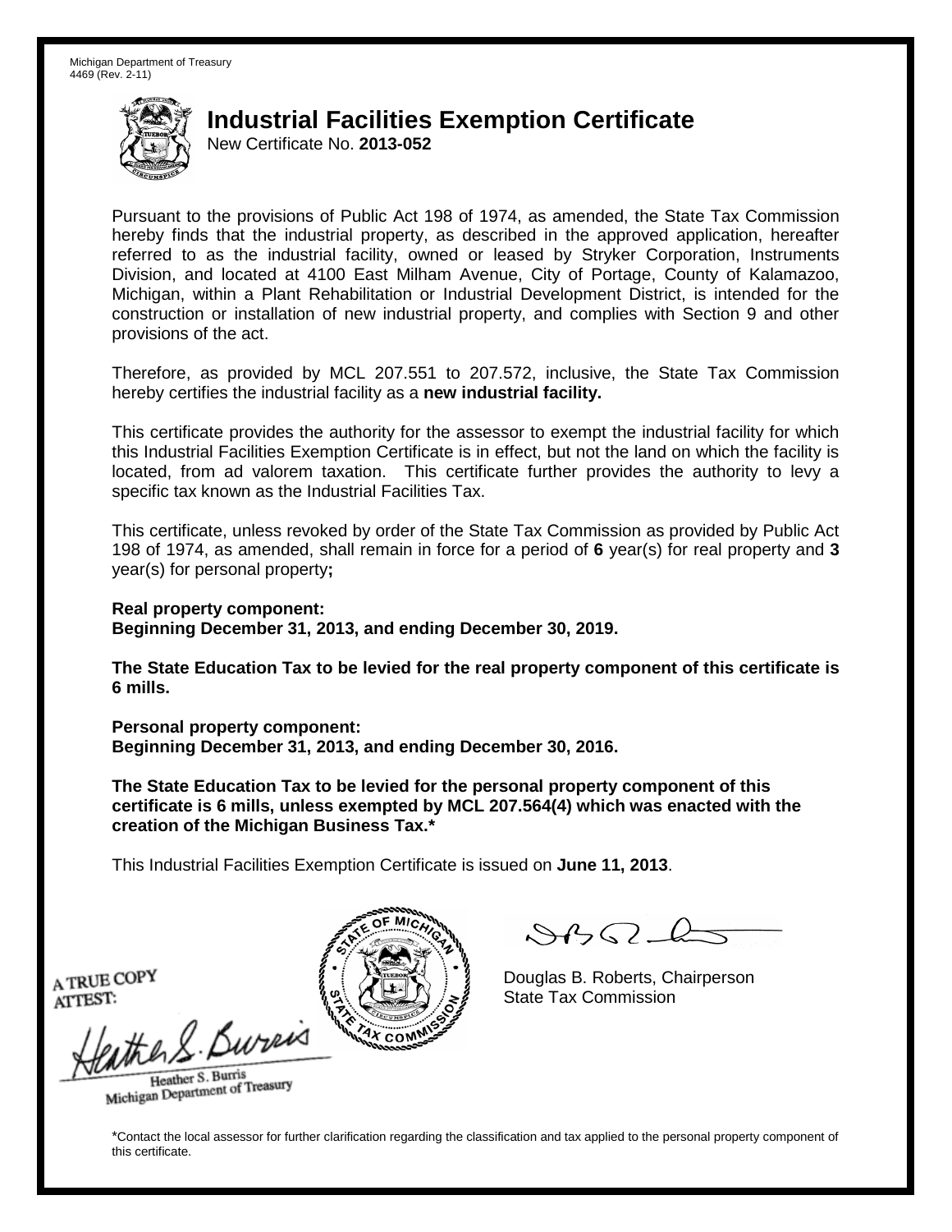Michigan Department of Treasury
4469 (Rev. 2-11)

# Industrial Facilities Exemption Certificate

New Certificate No. **2013-052**

Pursuant to the provisions of Public Act 198 of 1974, as amended, the State Tax Commission hereby finds that the industrial property, as described in the approved application, hereafter referred to as the industrial facility, owned or leased by Stryker Corporation, Instruments Division, and located at 4100 East Milham Avenue, City of Portage, County of Kalamazoo, Michigan, within a Plant Rehabilitation or Industrial Development District, is intended for the construction or installation of new industrial property, and complies with Section 9 and other provisions of the act.

Therefore, as provided by MCL 207.551 to 207.572, inclusive, the State Tax Commission hereby certifies the industrial facility as a **new industrial facility.**

This certificate provides the authority for the assessor to exempt the industrial facility for which this Industrial Facilities Exemption Certificate is in effect, but not the land on which the facility is located, from ad valorem taxation. This certificate further provides the authority to levy a specific tax known as the Industrial Facilities Tax.

This certificate, unless revoked by order of the State Tax Commission as provided by Public Act 198 of 1974, as amended, shall remain in force for a period of **6** year(s) for real property and **3** year(s) for personal property**;**

**Real property component:**
**Beginning December 31, 2013, and ending December 30, 2019.**

**The State Education Tax to be levied for the real property component of this certificate is 6 mills.**

**Personal property component:**
**Beginning December 31, 2013, and ending December 30, 2016.**

**The State Education Tax to be levied for the personal property component of this certificate is 6 mills, unless exempted by MCL 207.564(4) which was enacted with the creation of the Michigan Business Tax.***

This Industrial Facilities Exemption Certificate is issued on **June 11, 2013**.

A TRUE COPY
ATTEST:

Heather S. Burris
Michigan Department of Treasury

Douglas B. Roberts, Chairperson
State Tax Commission

*Contact the local assessor for further clarification regarding the classification and tax applied to the personal property component of this certificate.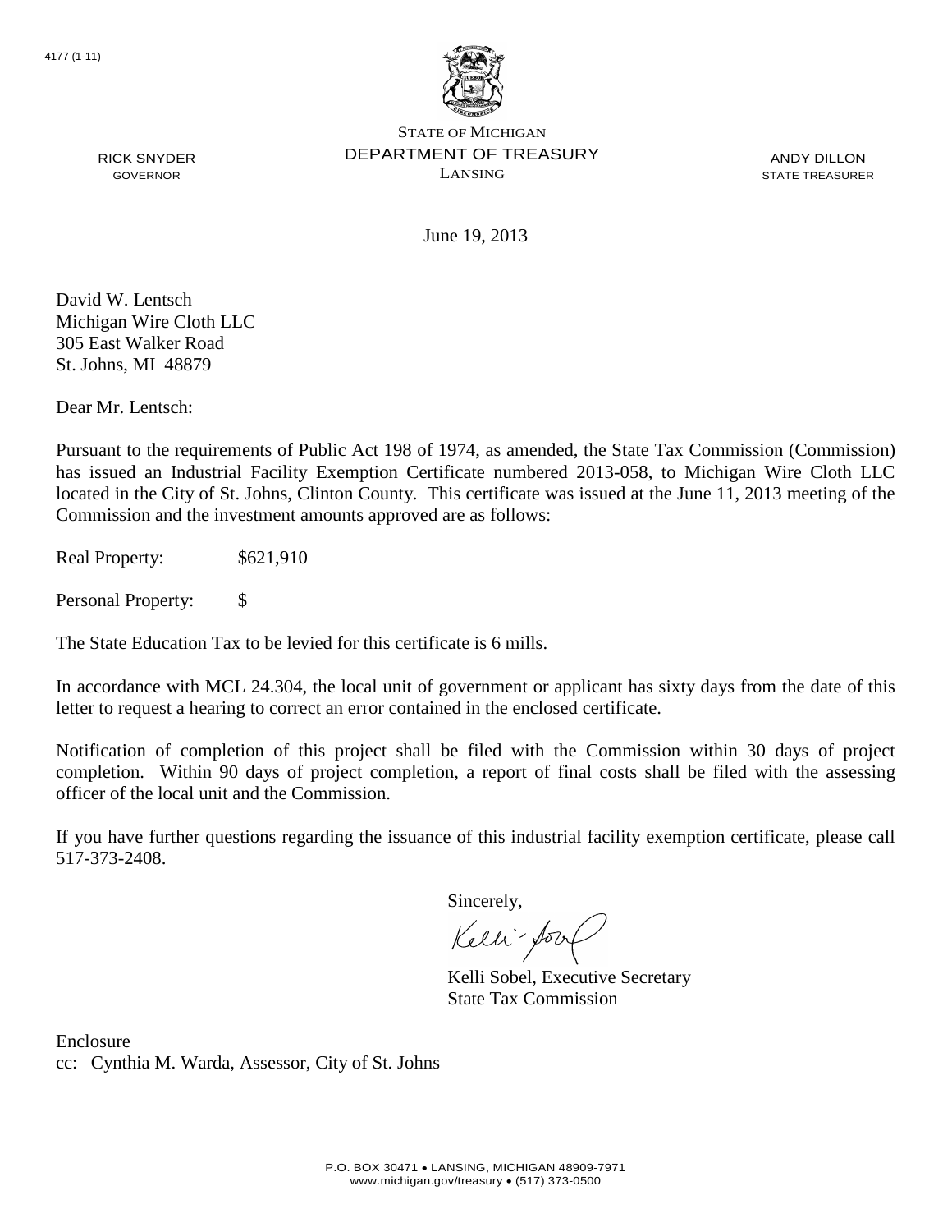4177 (1-11)

STATE OF MICHIGAN
DEPARTMENT OF TREASURY
LANSING

RICK SNYDER
GOVERNOR

ANDY DILLON
STATE TREASURER

June 19, 2013

David W. Lentsch
Michigan Wire Cloth LLC
305 East Walker Road
St. Johns, MI 48879

Dear Mr. Lentsch:

Pursuant to the requirements of Public Act 198 of 1974, as amended, the State Tax Commission (Commission) has issued an Industrial Facility Exemption Certificate numbered 2013-058, to Michigan Wire Cloth LLC located in the City of St. Johns, Clinton County. This certificate was issued at the June 11, 2013 meeting of the Commission and the investment amounts approved are as follows:

Real Property: $621,910

Personal Property: $

The State Education Tax to be levied for this certificate is 6 mills.

In accordance with MCL 24.304, the local unit of government or applicant has sixty days from the date of this letter to request a hearing to correct an error contained in the enclosed certificate.

Notification of completion of this project shall be filed with the Commission within 30 days of project completion. Within 90 days of project completion, a report of final costs shall be filed with the assessing officer of the local unit and the Commission.

If you have further questions regarding the issuance of this industrial facility exemption certificate, please call 517-373-2408.

Sincerely,

Kelli Sobel, Executive Secretary
State Tax Commission

Enclosure
cc: Cynthia M. Warda, Assessor, City of St. Johns

P.O. BOX 30471 • LANSING, MICHIGAN 48909-7971
www.michigan.gov/treasury • (517) 373-0500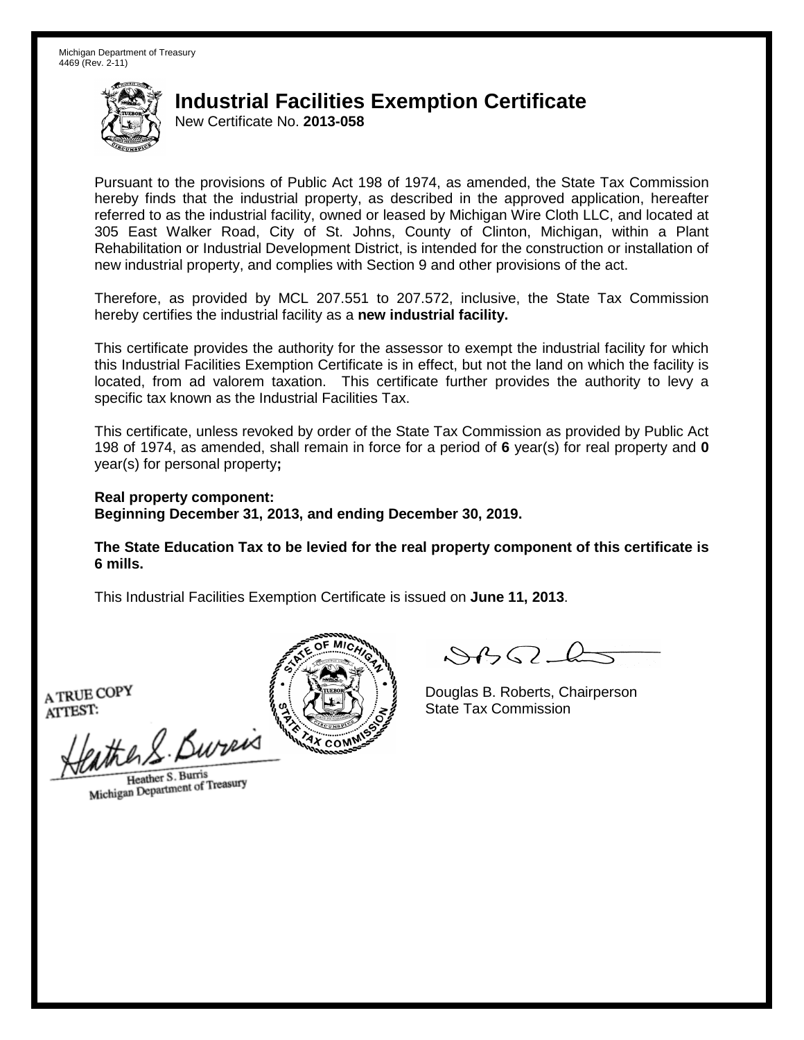Michigan Department of Treasury
4469 (Rev. 2-11)

# Industrial Facilities Exemption Certificate

New Certificate No. **2013-058**

Pursuant to the provisions of Public Act 198 of 1974, as amended, the State Tax Commission hereby finds that the industrial property, as described in the approved application, hereafter referred to as the industrial facility, owned or leased by Michigan Wire Cloth LLC, and located at 305 East Walker Road, City of St. Johns, County of Clinton, Michigan, within a Plant Rehabilitation or Industrial Development District, is intended for the construction or installation of new industrial property, and complies with Section 9 and other provisions of the act.

Therefore, as provided by MCL 207.551 to 207.572, inclusive, the State Tax Commission hereby certifies the industrial facility as a **new industrial facility.**

This certificate provides the authority for the assessor to exempt the industrial facility for which this Industrial Facilities Exemption Certificate is in effect, but not the land on which the facility is located, from ad valorem taxation. This certificate further provides the authority to levy a specific tax known as the Industrial Facilities Tax.

This certificate, unless revoked by order of the State Tax Commission as provided by Public Act 198 of 1974, as amended, shall remain in force for a period of **6** year(s) for real property and **0** year(s) for personal property**;**

**Real property component:**
**Beginning December 31, 2013, and ending December 30, 2019.**

**The State Education Tax to be levied for the real property component of this certificate is 6 mills.**

This Industrial Facilities Exemption Certificate is issued on **June 11, 2013**.

A TRUE COPY
ATTEST:

Heather S. Burris
Michigan Department of Treasury

Douglas B. Roberts, Chairperson
State Tax Commission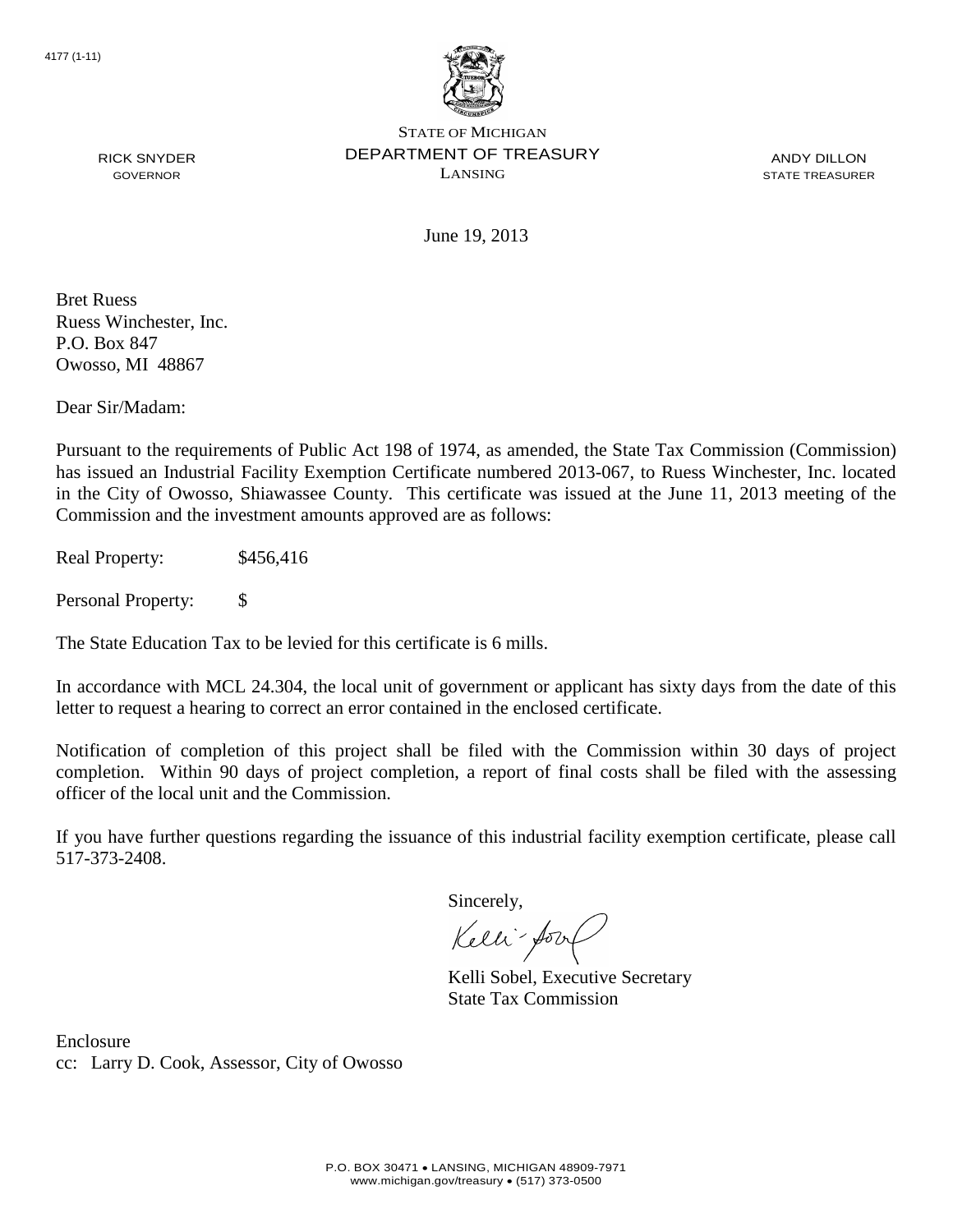4177 (1-11)

STATE OF MICHIGAN
DEPARTMENT OF TREASURY
LANSING

RICK SNYDER
GOVERNOR

ANDY DILLON
STATE TREASURER

June 19, 2013

Bret Ruess
Ruess Winchester, Inc.
P.O. Box 847
Owosso, MI 48867

Dear Sir/Madam:

Pursuant to the requirements of Public Act 198 of 1974, as amended, the State Tax Commission (Commission) has issued an Industrial Facility Exemption Certificate numbered 2013-067, to Ruess Winchester, Inc. located in the City of Owosso, Shiawassee County. This certificate was issued at the June 11, 2013 meeting of the Commission and the investment amounts approved are as follows:

Real Property: $456,416

Personal Property: $

The State Education Tax to be levied for this certificate is 6 mills.

In accordance with MCL 24.304, the local unit of government or applicant has sixty days from the date of this letter to request a hearing to correct an error contained in the enclosed certificate.

Notification of completion of this project shall be filed with the Commission within 30 days of project completion. Within 90 days of project completion, a report of final costs shall be filed with the assessing officer of the local unit and the Commission.

If you have further questions regarding the issuance of this industrial facility exemption certificate, please call 517-373-2408.

Sincerely,

Kelli Sobel, Executive Secretary
State Tax Commission

Enclosure
cc: Larry D. Cook, Assessor, City of Owosso

P.O. BOX 30471 • LANSING, MICHIGAN 48909-7971
www.michigan.gov/treasury • (517) 373-0500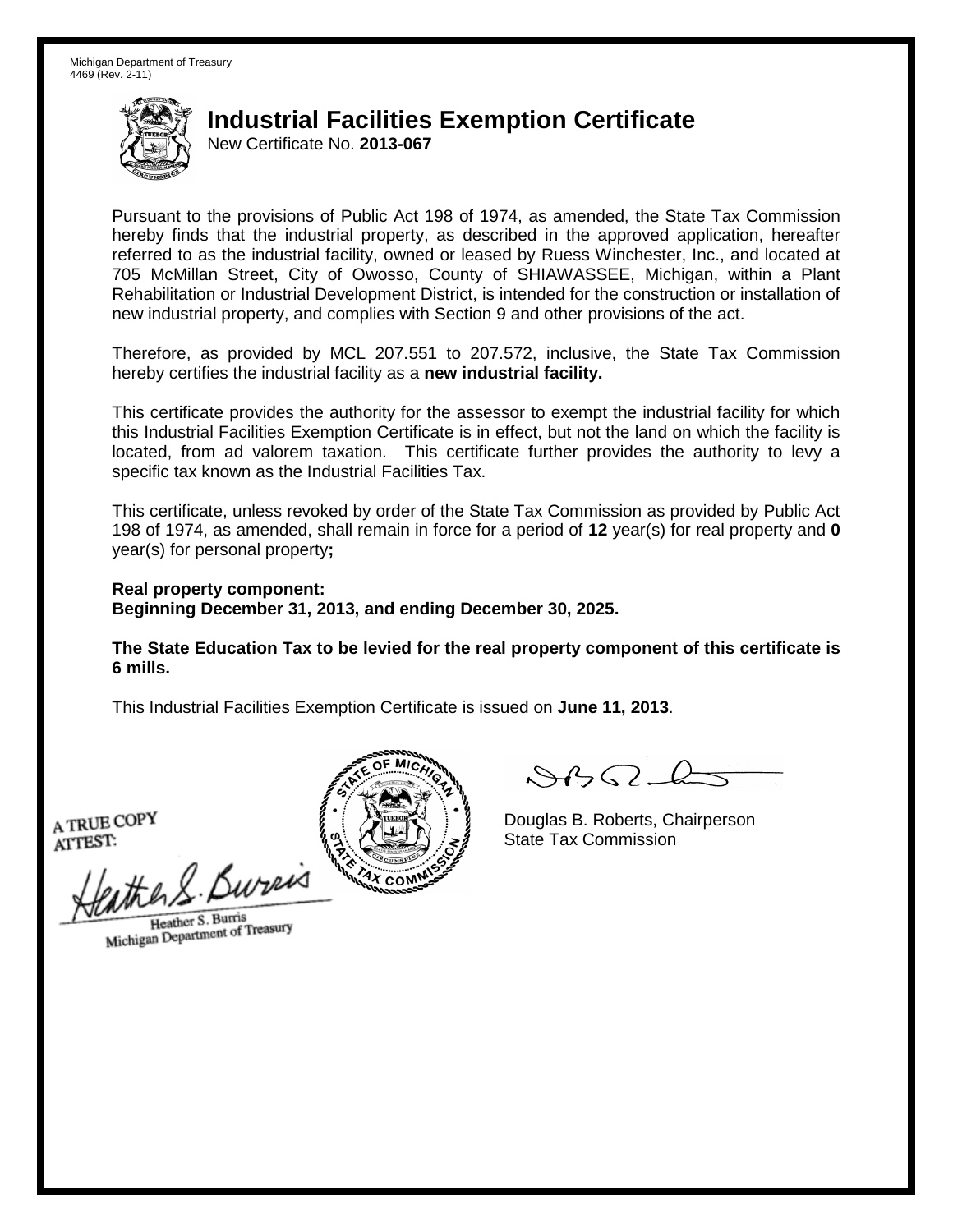Michigan Department of Treasury
4469 (Rev. 2-11)

# Industrial Facilities Exemption Certificate

New Certificate No. **2013-067**

Pursuant to the provisions of Public Act 198 of 1974, as amended, the State Tax Commission hereby finds that the industrial property, as described in the approved application, hereafter referred to as the industrial facility, owned or leased by Ruess Winchester, Inc., and located at 705 McMillan Street, City of Owosso, County of SHIAWASSEE, Michigan, within a Plant Rehabilitation or Industrial Development District, is intended for the construction or installation of new industrial property, and complies with Section 9 and other provisions of the act.

Therefore, as provided by MCL 207.551 to 207.572, inclusive, the State Tax Commission hereby certifies the industrial facility as a **new industrial facility.**

This certificate provides the authority for the assessor to exempt the industrial facility for which this Industrial Facilities Exemption Certificate is in effect, but not the land on which the facility is located, from ad valorem taxation. This certificate further provides the authority to levy a specific tax known as the Industrial Facilities Tax.

This certificate, unless revoked by order of the State Tax Commission as provided by Public Act 198 of 1974, as amended, shall remain in force for a period of **12** year(s) for real property and **0** year(s) for personal property**;**

**Real property component:**
**Beginning December 31, 2013, and ending December 30, 2025.**

**The State Education Tax to be levied for the real property component of this certificate is 6 mills.**

This Industrial Facilities Exemption Certificate is issued on **June 11, 2013**.

A TRUE COPY
ATTEST:

Heather S. Burris
Michigan Department of Treasury

Douglas B. Roberts, Chairperson
State Tax Commission